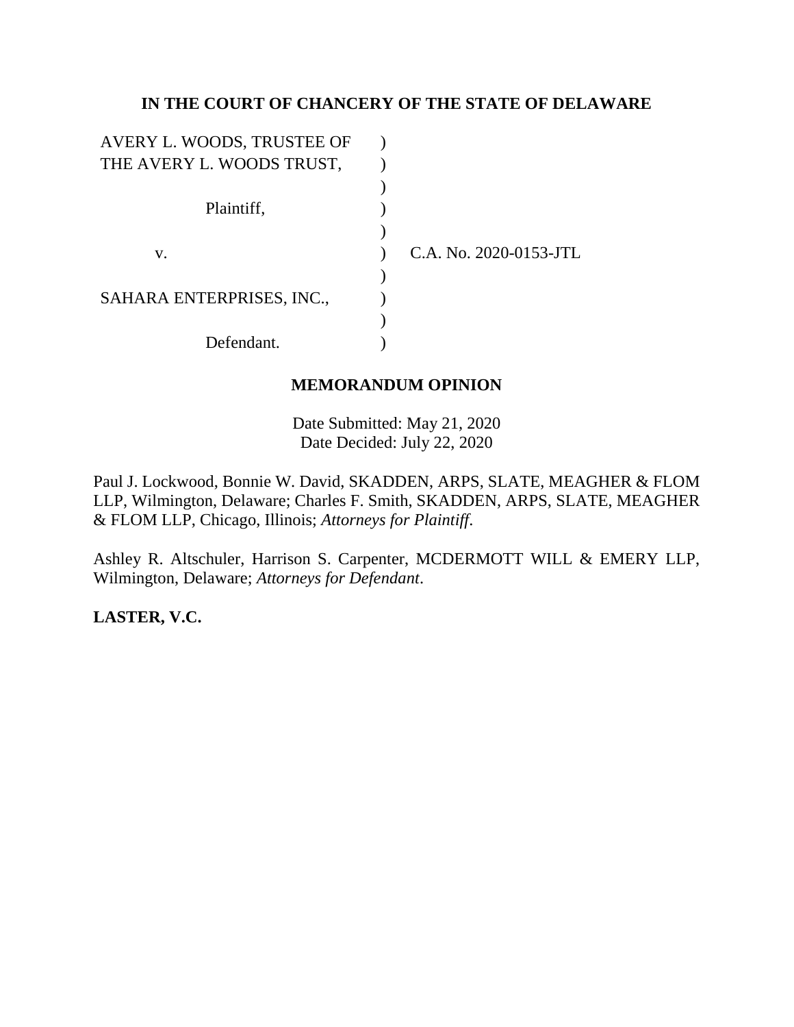**IN THE COURT OF CHANCERY OF THE STATE OF DELAWARE**

| | | |
|---|---|---|
| AVERY L. WOODS, TRUSTEE OF THE AVERY L. WOODS TRUST, | ) | |
| | ) | |
| Plaintiff, | ) | |
| | ) | |
| v. | ) | C.A. No. 2020-0153-JTL |
| | ) | |
| SAHARA ENTERPRISES, INC., | ) | |
| | ) | |
| Defendant. | ) | |

**MEMORANDUM OPINION**

Date Submitted: May 21, 2020
Date Decided: July 22, 2020

Paul J. Lockwood, Bonnie W. David, SKADDEN, ARPS, SLATE, MEAGHER & FLOM LLP, Wilmington, Delaware; Charles F. Smith, SKADDEN, ARPS, SLATE, MEAGHER & FLOM LLP, Chicago, Illinois; *Attorneys for Plaintiff*.

Ashley R. Altschuler, Harrison S. Carpenter, MCDERMOTT WILL & EMERY LLP, Wilmington, Delaware; *Attorneys for Defendant*.

**LASTER, V.C.**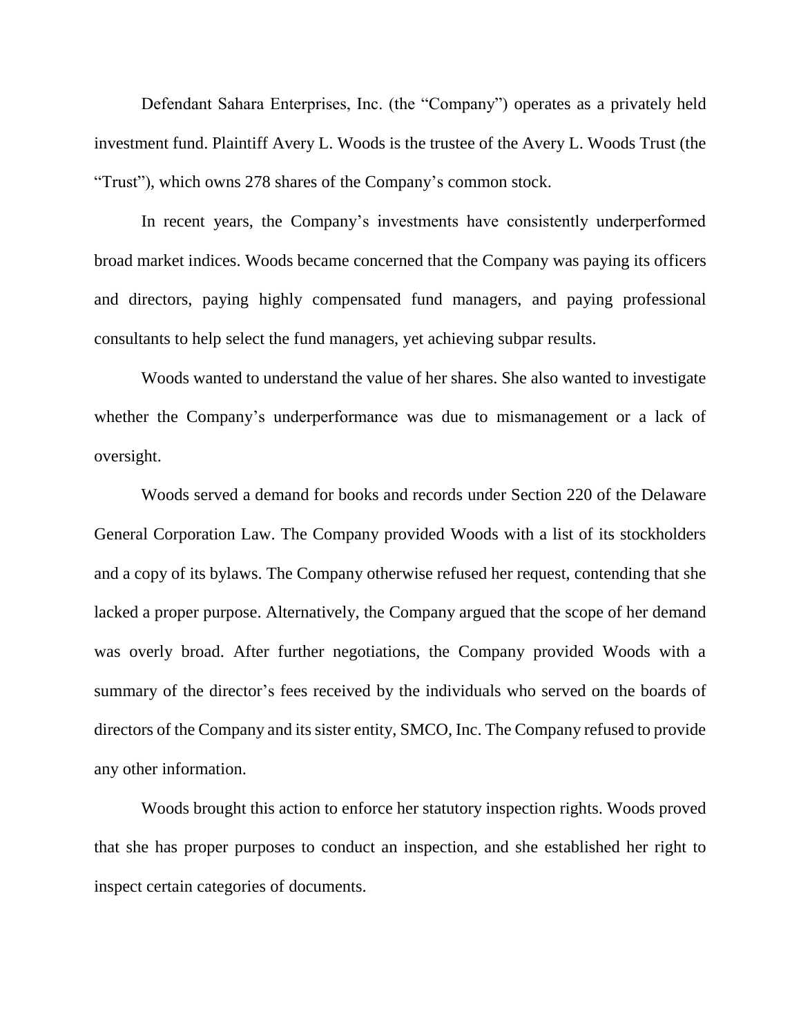Defendant Sahara Enterprises, Inc. (the "Company") operates as a privately held investment fund. Plaintiff Avery L. Woods is the trustee of the Avery L. Woods Trust (the "Trust"), which owns 278 shares of the Company's common stock.

In recent years, the Company's investments have consistently underperformed broad market indices. Woods became concerned that the Company was paying its officers and directors, paying highly compensated fund managers, and paying professional consultants to help select the fund managers, yet achieving subpar results.

Woods wanted to understand the value of her shares. She also wanted to investigate whether the Company's underperformance was due to mismanagement or a lack of oversight.

Woods served a demand for books and records under Section 220 of the Delaware General Corporation Law. The Company provided Woods with a list of its stockholders and a copy of its bylaws. The Company otherwise refused her request, contending that she lacked a proper purpose. Alternatively, the Company argued that the scope of her demand was overly broad. After further negotiations, the Company provided Woods with a summary of the director's fees received by the individuals who served on the boards of directors of the Company and its sister entity, SMCO, Inc. The Company refused to provide any other information.

Woods brought this action to enforce her statutory inspection rights. Woods proved that she has proper purposes to conduct an inspection, and she established her right to inspect certain categories of documents.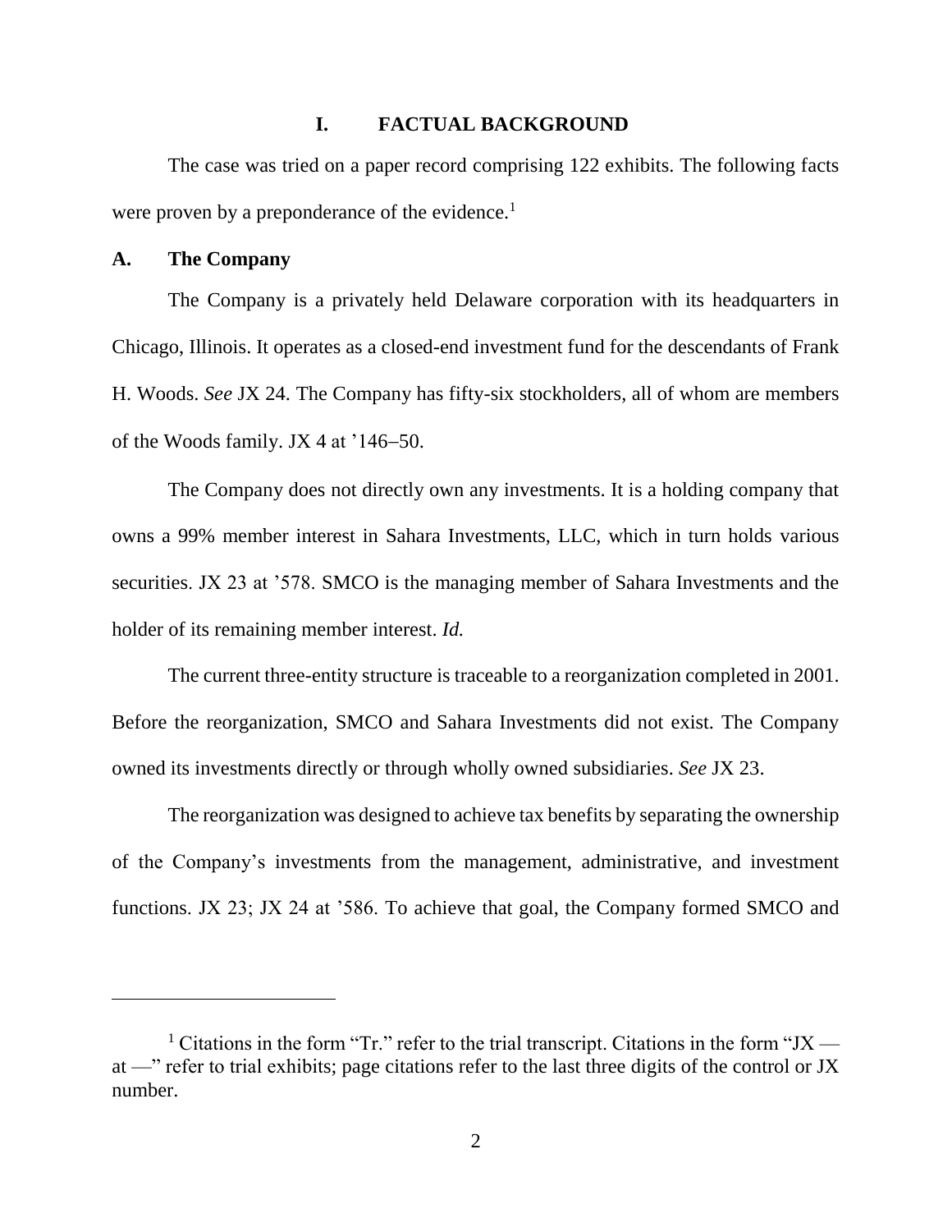# I. FACTUAL BACKGROUND

The case was tried on a paper record comprising 122 exhibits. The following facts were proven by a preponderance of the evidence.[1]

## A. The Company

The Company is a privately held Delaware corporation with its headquarters in Chicago, Illinois. It operates as a closed-end investment fund for the descendants of Frank H. Woods. *See* JX 24. The Company has fifty-six stockholders, all of whom are members of the Woods family. JX 4 at ’146–50.

The Company does not directly own any investments. It is a holding company that owns a 99% member interest in Sahara Investments, LLC, which in turn holds various securities. JX 23 at ’578. SMCO is the managing member of Sahara Investments and the holder of its remaining member interest. *Id.*

The current three-entity structure is traceable to a reorganization completed in 2001. Before the reorganization, SMCO and Sahara Investments did not exist. The Company owned its investments directly or through wholly owned subsidiaries. *See* JX 23.

The reorganization was designed to achieve tax benefits by separating the ownership of the Company’s investments from the management, administrative, and investment functions. JX 23; JX 24 at ’586. To achieve that goal, the Company formed SMCO and

---

[1] Citations in the form “Tr.” refer to the trial transcript. Citations in the form “JX — at —” refer to trial exhibits; page citations refer to the last three digits of the control or JX number.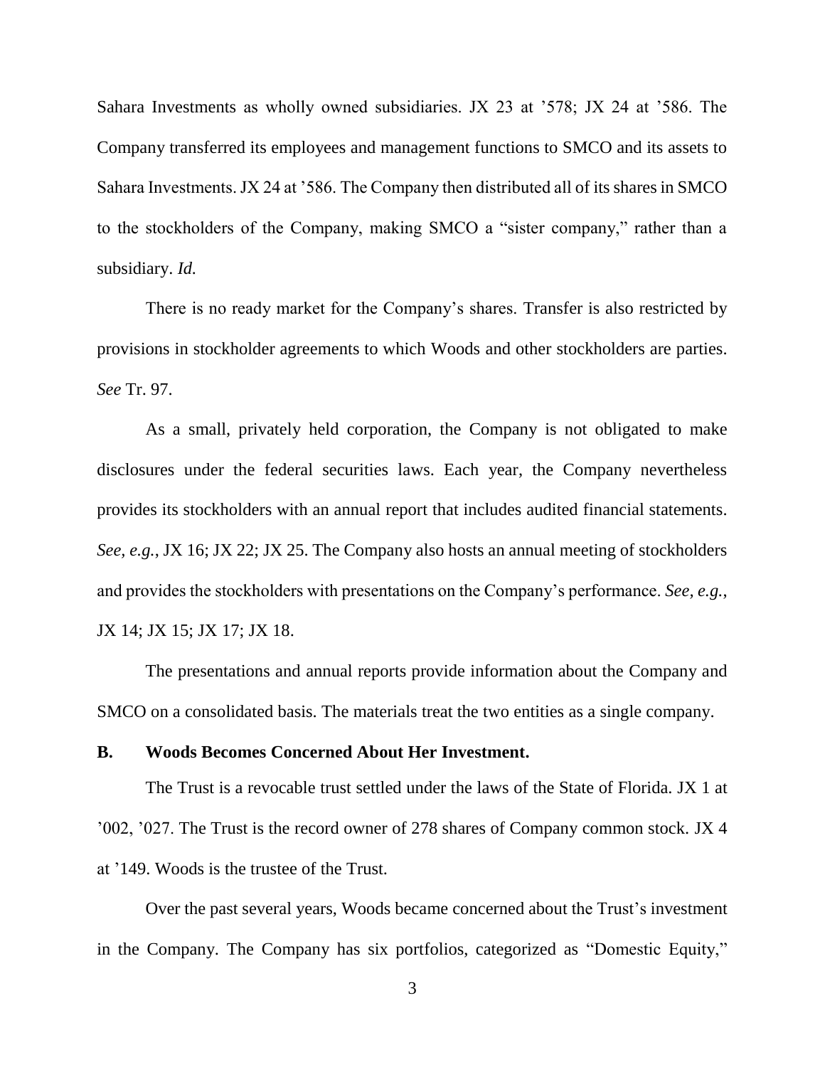Sahara Investments as wholly owned subsidiaries. JX 23 at ’578; JX 24 at ’586. The Company transferred its employees and management functions to SMCO and its assets to Sahara Investments. JX 24 at ’586. The Company then distributed all of its shares in SMCO to the stockholders of the Company, making SMCO a “sister company,” rather than a subsidiary. *Id.*

There is no ready market for the Company’s shares. Transfer is also restricted by provisions in stockholder agreements to which Woods and other stockholders are parties. *See* Tr. 97.

As a small, privately held corporation, the Company is not obligated to make disclosures under the federal securities laws. Each year, the Company nevertheless provides its stockholders with an annual report that includes audited financial statements. *See, e.g.*, JX 16; JX 22; JX 25. The Company also hosts an annual meeting of stockholders and provides the stockholders with presentations on the Company’s performance. *See, e.g.*, JX 14; JX 15; JX 17; JX 18.

The presentations and annual reports provide information about the Company and SMCO on a consolidated basis. The materials treat the two entities as a single company.

### B. Woods Becomes Concerned About Her Investment.

The Trust is a revocable trust settled under the laws of the State of Florida. JX 1 at ’002, ’027. The Trust is the record owner of 278 shares of Company common stock. JX 4 at ’149. Woods is the trustee of the Trust.

Over the past several years, Woods became concerned about the Trust’s investment in the Company. The Company has six portfolios, categorized as “Domestic Equity,”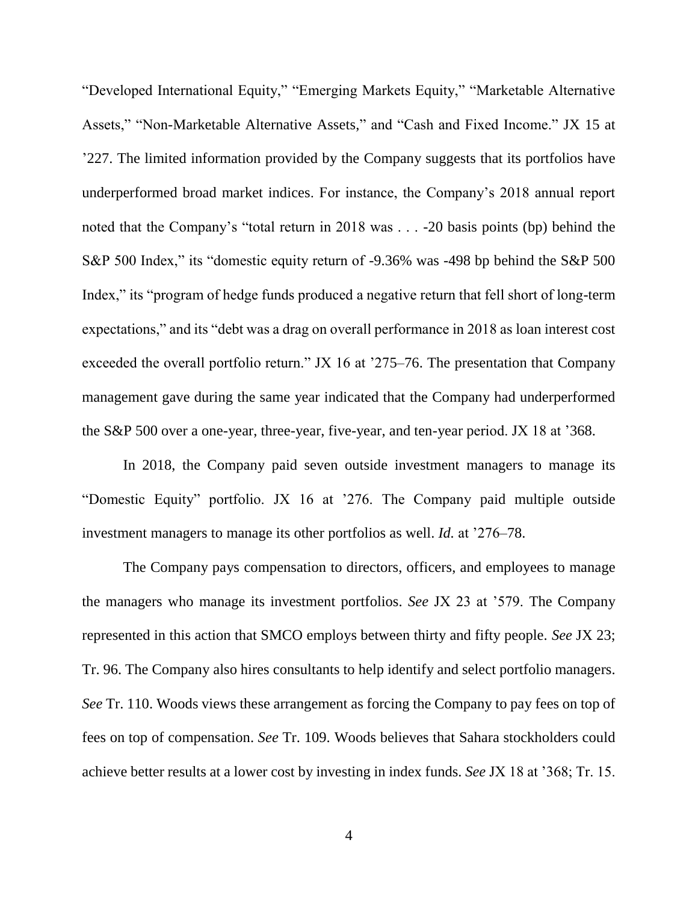"Developed International Equity," "Emerging Markets Equity," "Marketable Alternative Assets," "Non-Marketable Alternative Assets," and "Cash and Fixed Income." JX 15 at '227. The limited information provided by the Company suggests that its portfolios have underperformed broad market indices. For instance, the Company's 2018 annual report noted that the Company's "total return in 2018 was . . . -20 basis points (bp) behind the S&P 500 Index," its "domestic equity return of -9.36% was -498 bp behind the S&P 500 Index," its "program of hedge funds produced a negative return that fell short of long-term expectations," and its "debt was a drag on overall performance in 2018 as loan interest cost exceeded the overall portfolio return." JX 16 at '275–76. The presentation that Company management gave during the same year indicated that the Company had underperformed the S&P 500 over a one-year, three-year, five-year, and ten-year period. JX 18 at '368.

In 2018, the Company paid seven outside investment managers to manage its "Domestic Equity" portfolio. JX 16 at '276. The Company paid multiple outside investment managers to manage its other portfolios as well. *Id.* at '276–78.

The Company pays compensation to directors, officers, and employees to manage the managers who manage its investment portfolios. *See* JX 23 at '579. The Company represented in this action that SMCO employs between thirty and fifty people. *See* JX 23; Tr. 96. The Company also hires consultants to help identify and select portfolio managers. *See* Tr. 110. Woods views these arrangement as forcing the Company to pay fees on top of fees on top of compensation. *See* Tr. 109. Woods believes that Sahara stockholders could achieve better results at a lower cost by investing in index funds. *See* JX 18 at '368; Tr. 15.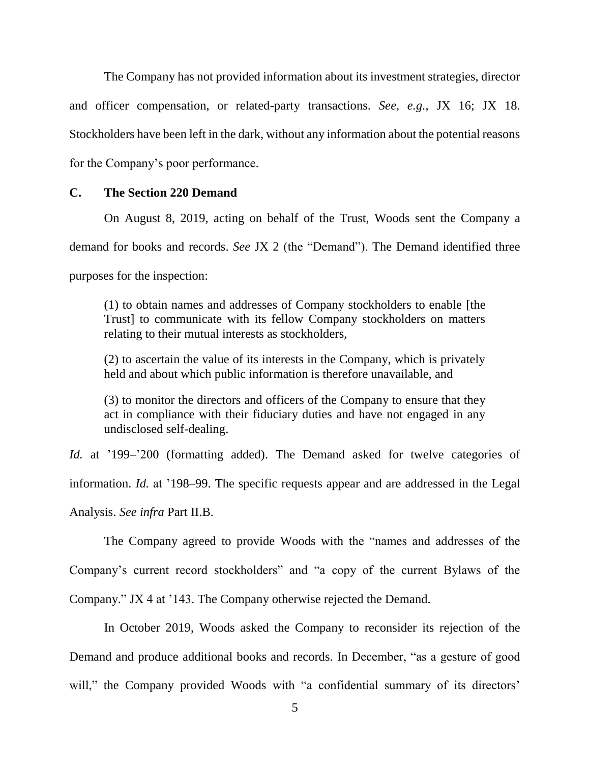The Company has not provided information about its investment strategies, director and officer compensation, or related-party transactions. *See, e.g.*, JX 16; JX 18. Stockholders have been left in the dark, without any information about the potential reasons for the Company's poor performance.

### C. The Section 220 Demand

On August 8, 2019, acting on behalf of the Trust, Woods sent the Company a demand for books and records. *See* JX 2 (the "Demand"). The Demand identified three purposes for the inspection:

> (1) to obtain names and addresses of Company stockholders to enable [the Trust] to communicate with its fellow Company stockholders on matters relating to their mutual interests as stockholders,
>
> (2) to ascertain the value of its interests in the Company, which is privately held and about which public information is therefore unavailable, and
>
> (3) to monitor the directors and officers of the Company to ensure that they act in compliance with their fiduciary duties and have not engaged in any undisclosed self-dealing.

*Id.* at '199–'200 (formatting added). The Demand asked for twelve categories of information. *Id.* at '198–99. The specific requests appear and are addressed in the Legal Analysis. *See infra* Part II.B.

The Company agreed to provide Woods with the "names and addresses of the Company's current record stockholders" and "a copy of the current Bylaws of the Company." JX 4 at '143. The Company otherwise rejected the Demand.

In October 2019, Woods asked the Company to reconsider its rejection of the Demand and produce additional books and records. In December, "as a gesture of good will," the Company provided Woods with "a confidential summary of its directors'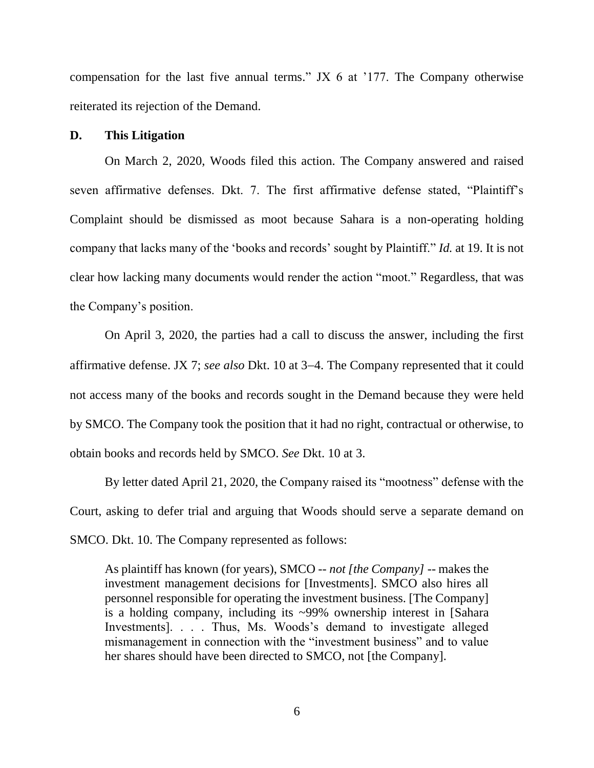compensation for the last five annual terms." JX 6 at '177. The Company otherwise reiterated its rejection of the Demand.

### D. This Litigation

On March 2, 2020, Woods filed this action. The Company answered and raised seven affirmative defenses. Dkt. 7. The first affirmative defense stated, "Plaintiff's Complaint should be dismissed as moot because Sahara is a non-operating holding company that lacks many of the 'books and records' sought by Plaintiff." *Id.* at 19. It is not clear how lacking many documents would render the action "moot." Regardless, that was the Company's position.

On April 3, 2020, the parties had a call to discuss the answer, including the first affirmative defense. JX 7; *see also* Dkt. 10 at 3–4. The Company represented that it could not access many of the books and records sought in the Demand because they were held by SMCO. The Company took the position that it had no right, contractual or otherwise, to obtain books and records held by SMCO. *See* Dkt. 10 at 3.

By letter dated April 21, 2020, the Company raised its "mootness" defense with the Court, asking to defer trial and arguing that Woods should serve a separate demand on SMCO. Dkt. 10. The Company represented as follows:

> As plaintiff has known (for years), SMCO -- *not [the Company]* -- makes the investment management decisions for [Investments]. SMCO also hires all personnel responsible for operating the investment business. [The Company] is a holding company, including its ~99% ownership interest in [Sahara Investments]. . . . Thus, Ms. Woods's demand to investigate alleged mismanagement in connection with the "investment business" and to value her shares should have been directed to SMCO, not [the Company].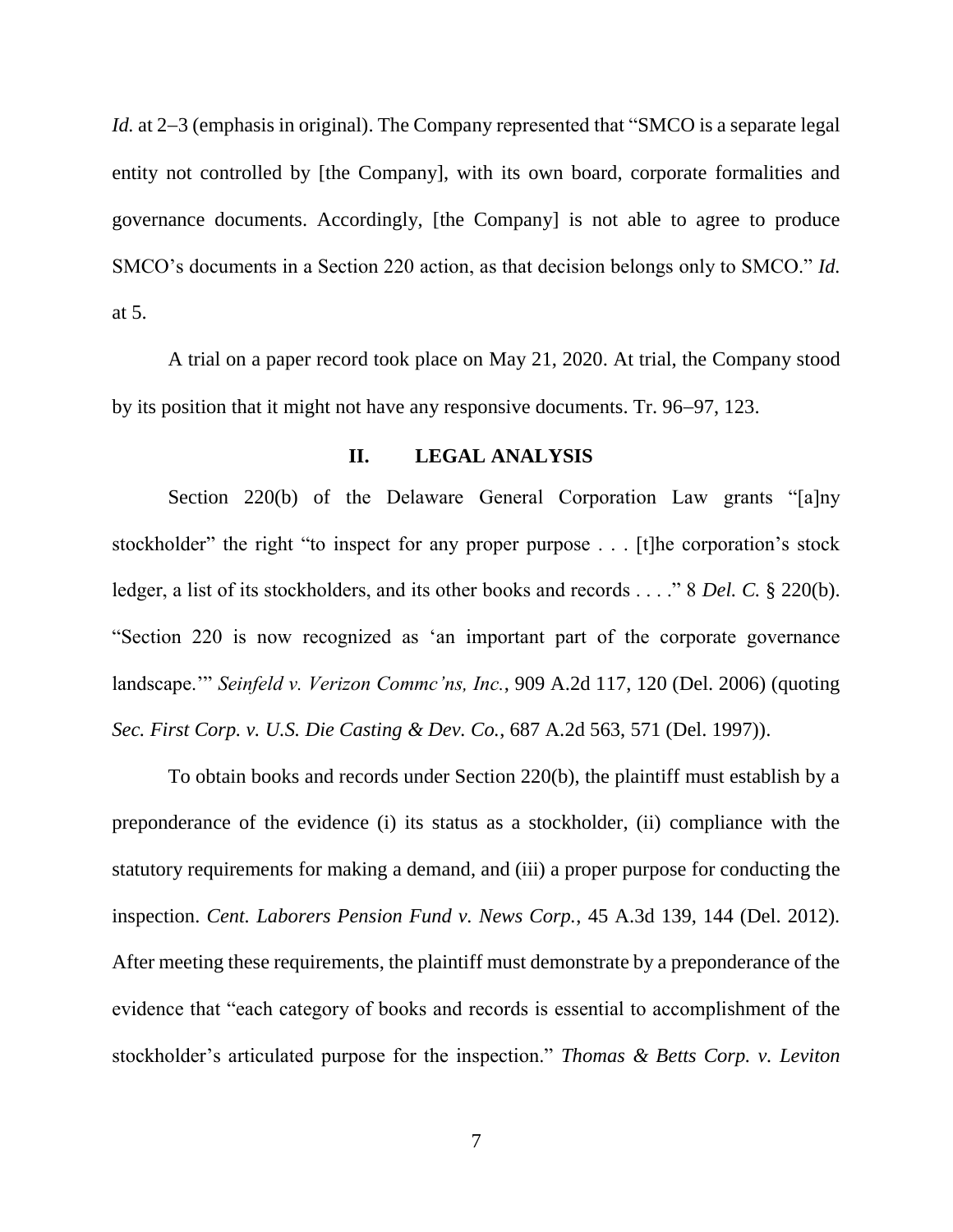*Id.* at 2–3 (emphasis in original). The Company represented that "SMCO is a separate legal entity not controlled by [the Company], with its own board, corporate formalities and governance documents. Accordingly, [the Company] is not able to agree to produce SMCO's documents in a Section 220 action, as that decision belongs only to SMCO." *Id.* at 5.

A trial on a paper record took place on May 21, 2020. At trial, the Company stood by its position that it might not have any responsive documents. Tr. 96–97, 123.

## II. LEGAL ANALYSIS

Section 220(b) of the Delaware General Corporation Law grants "[a]ny stockholder" the right "to inspect for any proper purpose . . . [t]he corporation's stock ledger, a list of its stockholders, and its other books and records . . . ." 8 *Del. C.* § 220(b). "Section 220 is now recognized as 'an important part of the corporate governance landscape.'" *Seinfeld v. Verizon Commc'ns, Inc.*, 909 A.2d 117, 120 (Del. 2006) (quoting *Sec. First Corp. v. U.S. Die Casting & Dev. Co.*, 687 A.2d 563, 571 (Del. 1997)).

To obtain books and records under Section 220(b), the plaintiff must establish by a preponderance of the evidence (i) its status as a stockholder, (ii) compliance with the statutory requirements for making a demand, and (iii) a proper purpose for conducting the inspection. *Cent. Laborers Pension Fund v. News Corp.*, 45 A.3d 139, 144 (Del. 2012). After meeting these requirements, the plaintiff must demonstrate by a preponderance of the evidence that "each category of books and records is essential to accomplishment of the stockholder's articulated purpose for the inspection." *Thomas & Betts Corp. v. Leviton*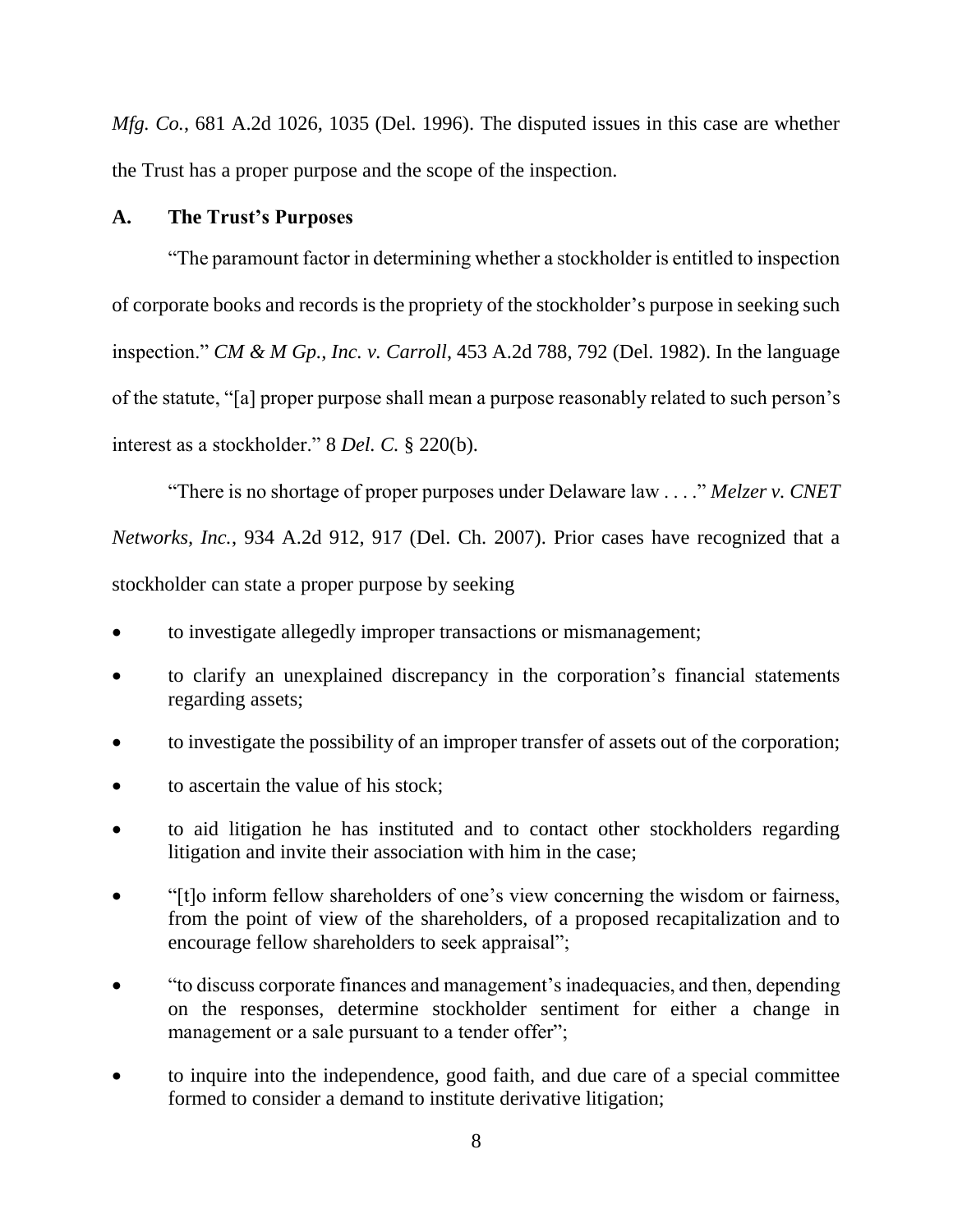*Mfg. Co.*, 681 A.2d 1026, 1035 (Del. 1996). The disputed issues in this case are whether the Trust has a proper purpose and the scope of the inspection.

### A. The Trust's Purposes

"The paramount factor in determining whether a stockholder is entitled to inspection of corporate books and records is the propriety of the stockholder's purpose in seeking such inspection." *CM & M Gp., Inc. v. Carroll*, 453 A.2d 788, 792 (Del. 1982). In the language of the statute, "[a] proper purpose shall mean a purpose reasonably related to such person's interest as a stockholder." 8 *Del. C.* § 220(b).

"There is no shortage of proper purposes under Delaware law . . . ." *Melzer v. CNET Networks, Inc.*, 934 A.2d 912, 917 (Del. Ch. 2007). Prior cases have recognized that a stockholder can state a proper purpose by seeking

- to investigate allegedly improper transactions or mismanagement;
- to clarify an unexplained discrepancy in the corporation's financial statements regarding assets;
- to investigate the possibility of an improper transfer of assets out of the corporation;
- to ascertain the value of his stock;
- to aid litigation he has instituted and to contact other stockholders regarding litigation and invite their association with him in the case;
- "[t]o inform fellow shareholders of one's view concerning the wisdom or fairness, from the point of view of the shareholders, of a proposed recapitalization and to encourage fellow shareholders to seek appraisal";
- "to discuss corporate finances and management's inadequacies, and then, depending on the responses, determine stockholder sentiment for either a change in management or a sale pursuant to a tender offer";
- to inquire into the independence, good faith, and due care of a special committee formed to consider a demand to institute derivative litigation;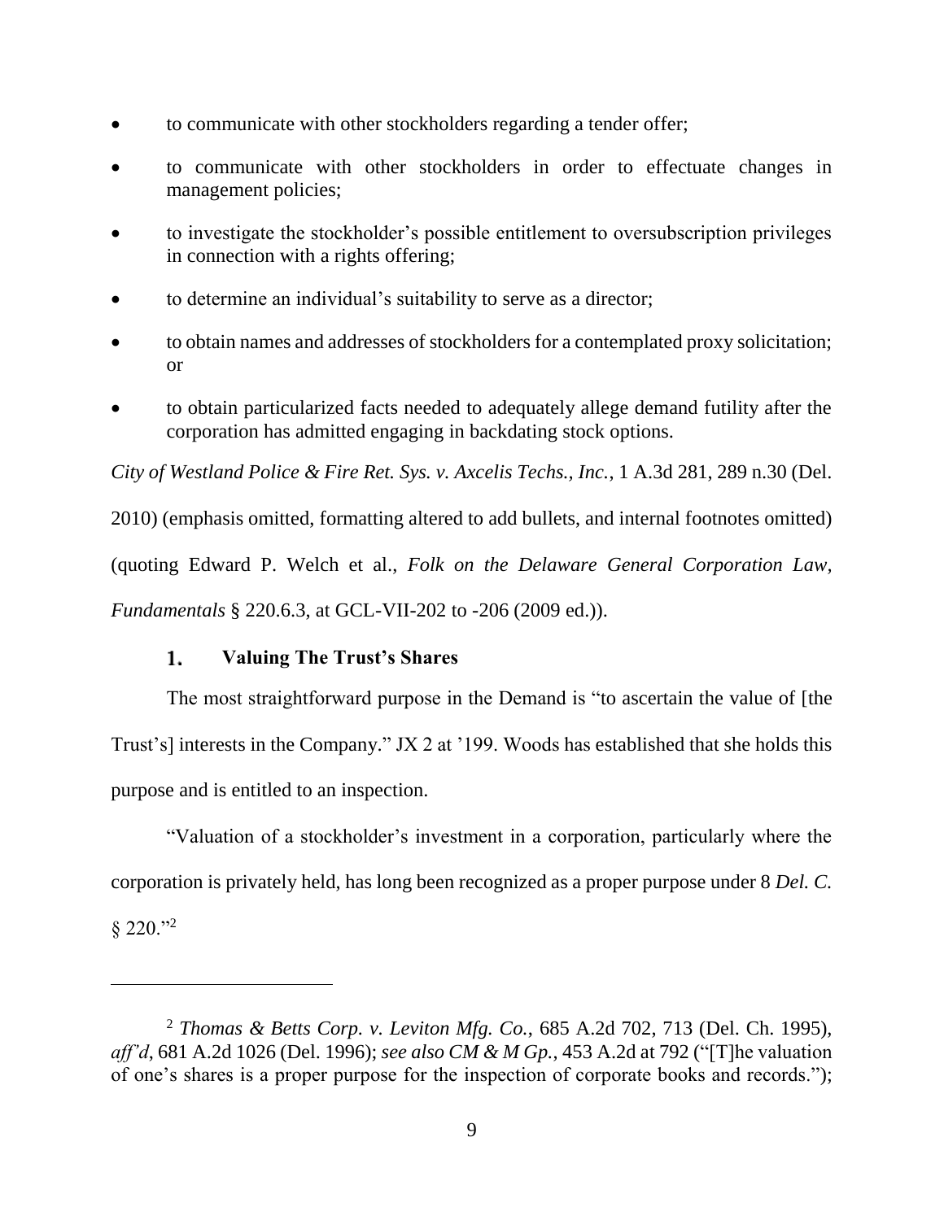- to communicate with other stockholders regarding a tender offer;
- to communicate with other stockholders in order to effectuate changes in management policies;
- to investigate the stockholder's possible entitlement to oversubscription privileges in connection with a rights offering;
- to determine an individual's suitability to serve as a director;
- to obtain names and addresses of stockholders for a contemplated proxy solicitation; or
- to obtain particularized facts needed to adequately allege demand futility after the corporation has admitted engaging in backdating stock options.

*City of Westland Police & Fire Ret. Sys. v. Axcelis Techs., Inc.*, 1 A.3d 281, 289 n.30 (Del. 2010) (emphasis omitted, formatting altered to add bullets, and internal footnotes omitted) (quoting Edward P. Welch et al., *Folk on the Delaware General Corporation Law, Fundamentals* § 220.6.3, at GCL-VII-202 to -206 (2009 ed.)).

### 1. Valuing The Trust's Shares

The most straightforward purpose in the Demand is "to ascertain the value of [the Trust's] interests in the Company." JX 2 at '199. Woods has established that she holds this purpose and is entitled to an inspection.

"Valuation of a stockholder's investment in a corporation, particularly where the corporation is privately held, has long been recognized as a proper purpose under 8 *Del. C.* § 220."[2]

---

[2] *Thomas & Betts Corp. v. Leviton Mfg. Co.*, 685 A.2d 702, 713 (Del. Ch. 1995), *aff'd*, 681 A.2d 1026 (Del. 1996); *see also CM & M Gp.*, 453 A.2d at 792 ("[T]he valuation of one's shares is a proper purpose for the inspection of corporate books and records.");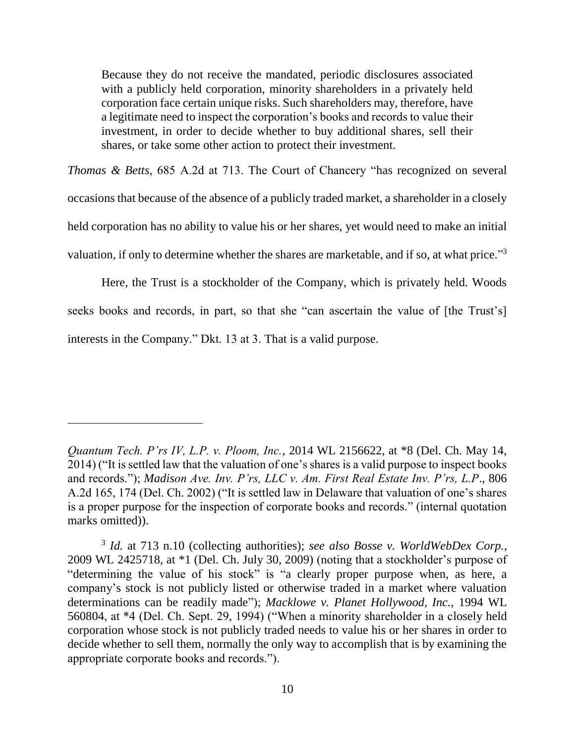> Because they do not receive the mandated, periodic disclosures associated with a publicly held corporation, minority shareholders in a privately held corporation face certain unique risks. Such shareholders may, therefore, have a legitimate need to inspect the corporation's books and records to value their investment, in order to decide whether to buy additional shares, sell their shares, or take some other action to protect their investment.

*Thomas & Betts*, 685 A.2d at 713. The Court of Chancery "has recognized on several occasions that because of the absence of a publicly traded market, a shareholder in a closely held corporation has no ability to value his or her shares, yet would need to make an initial valuation, if only to determine whether the shares are marketable, and if so, at what price."[3]

Here, the Trust is a stockholder of the Company, which is privately held. Woods seeks books and records, in part, so that she "can ascertain the value of [the Trust's] interests in the Company." Dkt. 13 at 3. That is a valid purpose.

---

*Quantum Tech. P'rs IV, L.P. v. Ploom, Inc.*, 2014 WL 2156622, at *8 (Del. Ch. May 14, 2014) ("It is settled law that the valuation of one's shares is a valid purpose to inspect books and records."); *Madison Ave. Inv. P'rs, LLC v. Am. First Real Estate Inv. P'rs, L.P.*, 806 A.2d 165, 174 (Del. Ch. 2002) ("It is settled law in Delaware that valuation of one's shares is a proper purpose for the inspection of corporate books and records." (internal quotation marks omitted)).

[3] *Id.* at 713 n.10 (collecting authorities); *see also Bosse v. WorldWebDex Corp.*, 2009 WL 2425718, at *1 (Del. Ch. July 30, 2009) (noting that a stockholder's purpose of "determining the value of his stock" is "a clearly proper purpose when, as here, a company's stock is not publicly listed or otherwise traded in a market where valuation determinations can be readily made"); *Macklowe v. Planet Hollywood, Inc.*, 1994 WL 560804, at *4 (Del. Ch. Sept. 29, 1994) ("When a minority shareholder in a closely held corporation whose stock is not publicly traded needs to value his or her shares in order to decide whether to sell them, normally the only way to accomplish that is by examining the appropriate corporate books and records.").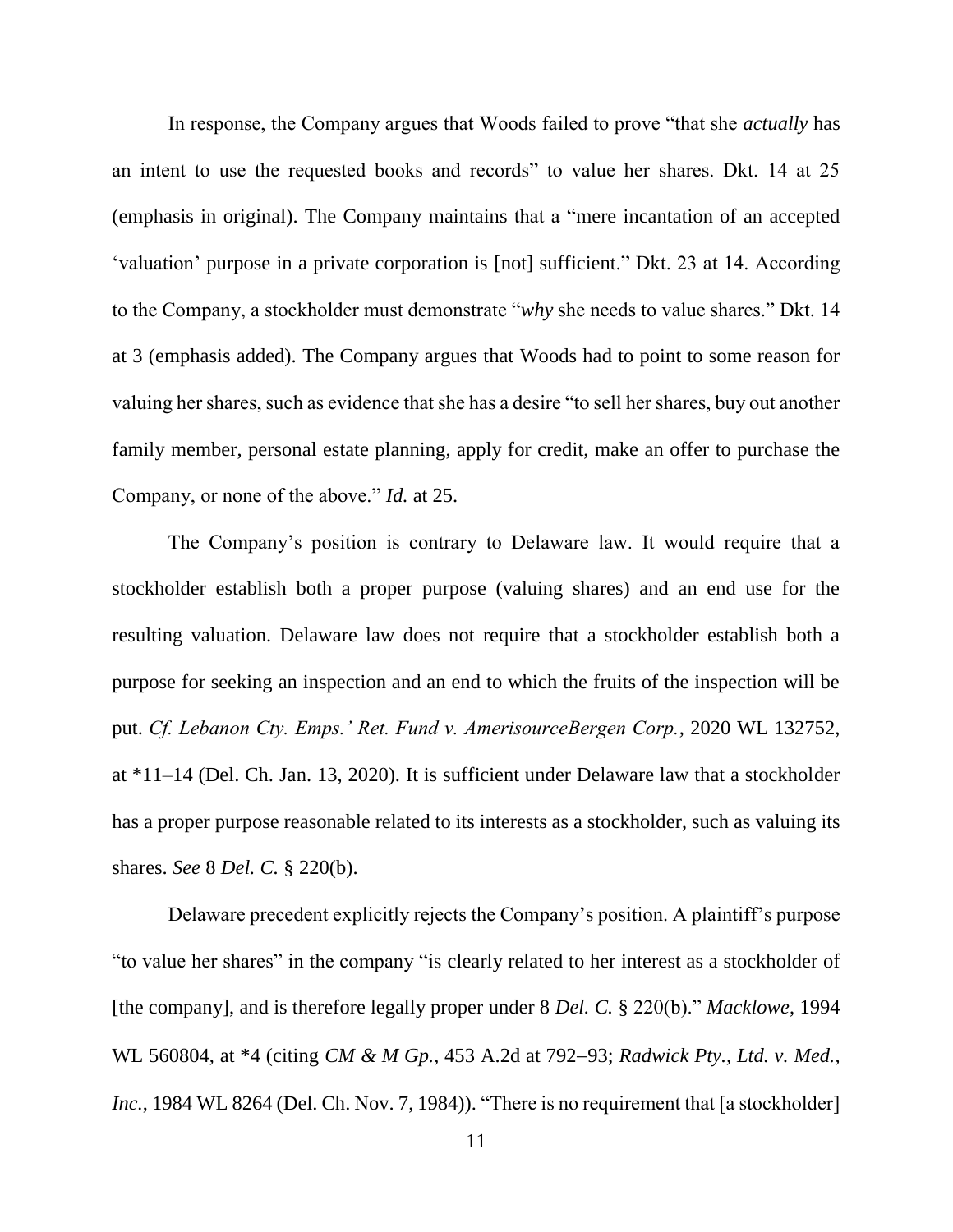In response, the Company argues that Woods failed to prove "that she *actually* has an intent to use the requested books and records" to value her shares. Dkt. 14 at 25 (emphasis in original). The Company maintains that a "mere incantation of an accepted 'valuation' purpose in a private corporation is [not] sufficient." Dkt. 23 at 14. According to the Company, a stockholder must demonstrate "*why* she needs to value shares." Dkt. 14 at 3 (emphasis added). The Company argues that Woods had to point to some reason for valuing her shares, such as evidence that she has a desire "to sell her shares, buy out another family member, personal estate planning, apply for credit, make an offer to purchase the Company, or none of the above." *Id.* at 25.

The Company's position is contrary to Delaware law. It would require that a stockholder establish both a proper purpose (valuing shares) and an end use for the resulting valuation. Delaware law does not require that a stockholder establish both a purpose for seeking an inspection and an end to which the fruits of the inspection will be put. *Cf. Lebanon Cty. Emps.' Ret. Fund v. AmerisourceBergen Corp.*, 2020 WL 132752, at *11–14 (Del. Ch. Jan. 13, 2020). It is sufficient under Delaware law that a stockholder has a proper purpose reasonable related to its interests as a stockholder, such as valuing its shares. *See* 8 *Del. C.* § 220(b).

Delaware precedent explicitly rejects the Company's position. A plaintiff's purpose "to value her shares" in the company "is clearly related to her interest as a stockholder of [the company], and is therefore legally proper under 8 *Del. C.* § 220(b)." *Macklowe*, 1994 WL 560804, at *4 (citing *CM & M Gp.*, 453 A.2d at 792–93; *Radwick Pty., Ltd. v. Med., Inc.*, 1984 WL 8264 (Del. Ch. Nov. 7, 1984)). "There is no requirement that [a stockholder]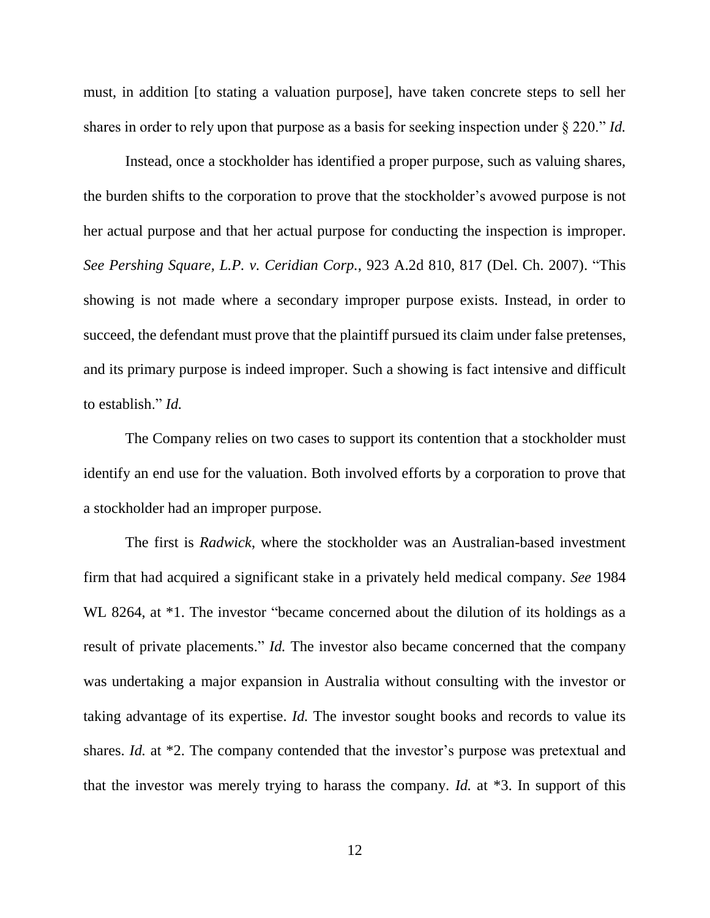must, in addition [to stating a valuation purpose], have taken concrete steps to sell her shares in order to rely upon that purpose as a basis for seeking inspection under § 220." *Id.*

Instead, once a stockholder has identified a proper purpose, such as valuing shares, the burden shifts to the corporation to prove that the stockholder's avowed purpose is not her actual purpose and that her actual purpose for conducting the inspection is improper. *See Pershing Square, L.P. v. Ceridian Corp.*, 923 A.2d 810, 817 (Del. Ch. 2007). "This showing is not made where a secondary improper purpose exists. Instead, in order to succeed, the defendant must prove that the plaintiff pursued its claim under false pretenses, and its primary purpose is indeed improper. Such a showing is fact intensive and difficult to establish." *Id.*

The Company relies on two cases to support its contention that a stockholder must identify an end use for the valuation. Both involved efforts by a corporation to prove that a stockholder had an improper purpose.

The first is *Radwick*, where the stockholder was an Australian-based investment firm that had acquired a significant stake in a privately held medical company. *See* 1984 WL 8264, at *1. The investor "became concerned about the dilution of its holdings as a result of private placements." *Id.* The investor also became concerned that the company was undertaking a major expansion in Australia without consulting with the investor or taking advantage of its expertise. *Id.* The investor sought books and records to value its shares. *Id.* at *2. The company contended that the investor's purpose was pretextual and that the investor was merely trying to harass the company. *Id.* at *3. In support of this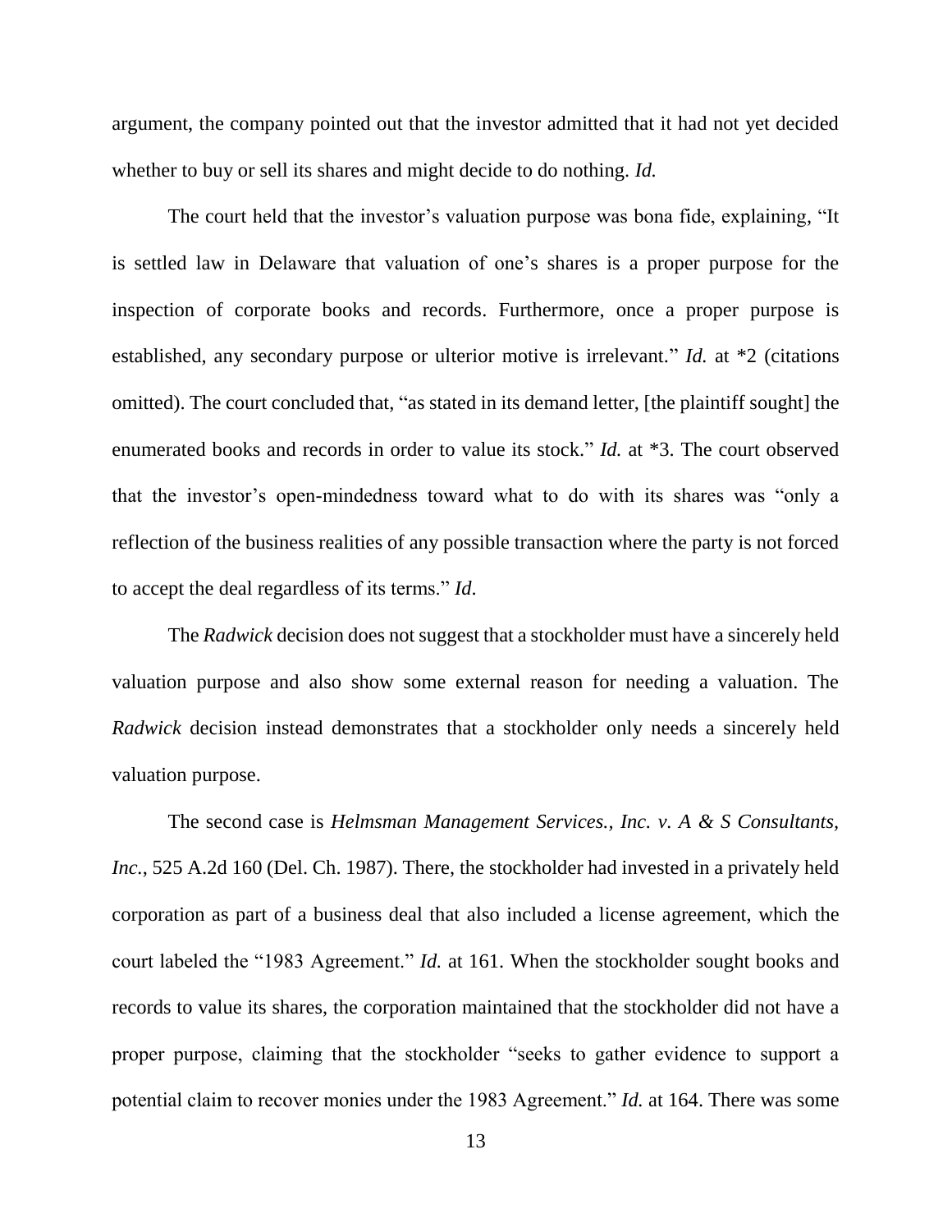argument, the company pointed out that the investor admitted that it had not yet decided whether to buy or sell its shares and might decide to do nothing. *Id.*

The court held that the investor's valuation purpose was bona fide, explaining, "It is settled law in Delaware that valuation of one's shares is a proper purpose for the inspection of corporate books and records. Furthermore, once a proper purpose is established, any secondary purpose or ulterior motive is irrelevant." *Id.* at *2 (citations omitted). The court concluded that, "as stated in its demand letter, [the plaintiff sought] the enumerated books and records in order to value its stock." *Id.* at *3. The court observed that the investor's open-mindedness toward what to do with its shares was "only a reflection of the business realities of any possible transaction where the party is not forced to accept the deal regardless of its terms." *Id*.

The *Radwick* decision does not suggest that a stockholder must have a sincerely held valuation purpose and also show some external reason for needing a valuation. The *Radwick* decision instead demonstrates that a stockholder only needs a sincerely held valuation purpose.

The second case is *Helmsman Management Services., Inc. v. A & S Consultants, Inc.*, 525 A.2d 160 (Del. Ch. 1987). There, the stockholder had invested in a privately held corporation as part of a business deal that also included a license agreement, which the court labeled the "1983 Agreement." *Id.* at 161. When the stockholder sought books and records to value its shares, the corporation maintained that the stockholder did not have a proper purpose, claiming that the stockholder "seeks to gather evidence to support a potential claim to recover monies under the 1983 Agreement." *Id.* at 164. There was some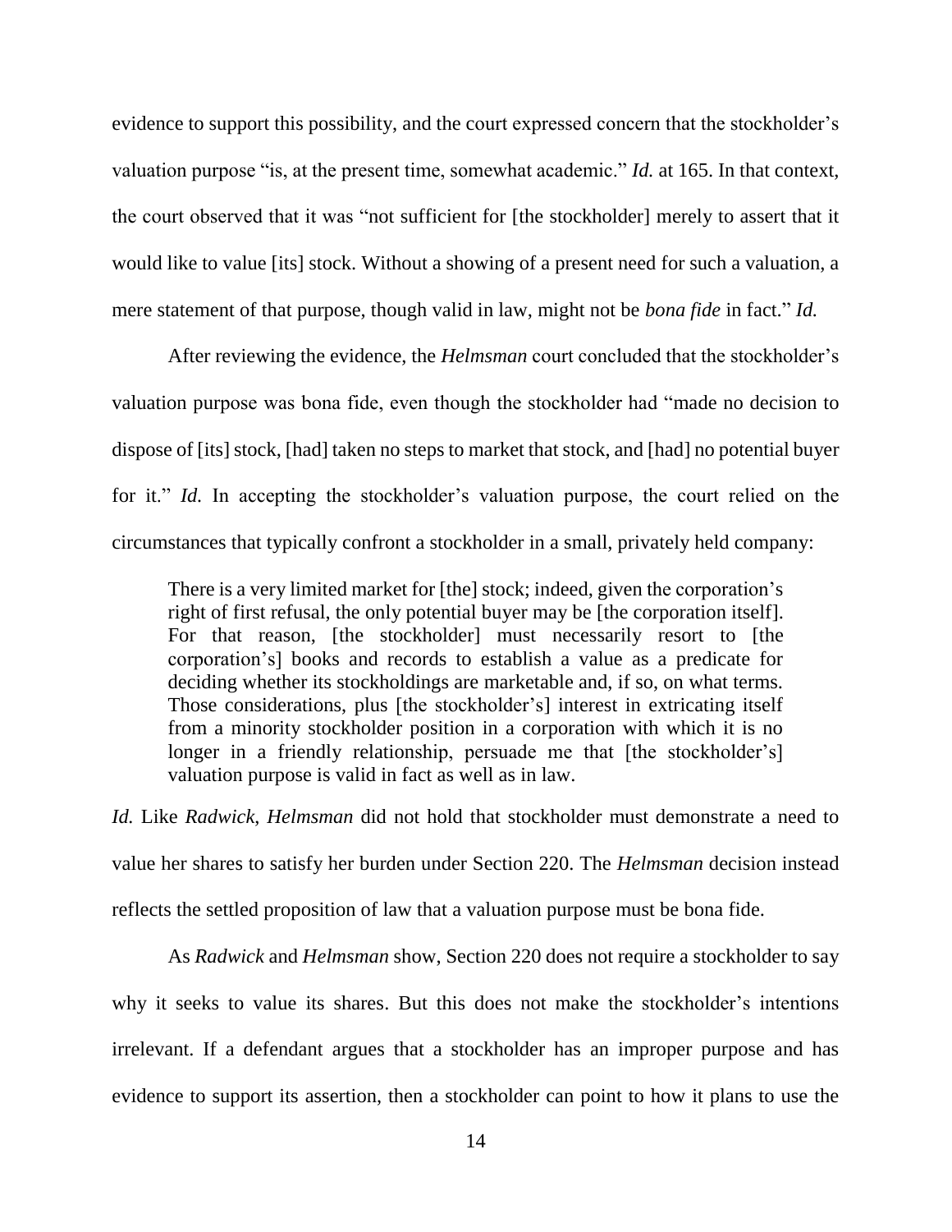evidence to support this possibility, and the court expressed concern that the stockholder's valuation purpose "is, at the present time, somewhat academic." *Id.* at 165. In that context, the court observed that it was "not sufficient for [the stockholder] merely to assert that it would like to value [its] stock. Without a showing of a present need for such a valuation, a mere statement of that purpose, though valid in law, might not be *bona fide* in fact." *Id.*

After reviewing the evidence, the *Helmsman* court concluded that the stockholder's valuation purpose was bona fide, even though the stockholder had "made no decision to dispose of [its] stock, [had] taken no steps to market that stock, and [had] no potential buyer for it." *Id.* In accepting the stockholder's valuation purpose, the court relied on the circumstances that typically confront a stockholder in a small, privately held company:

> There is a very limited market for [the] stock; indeed, given the corporation's right of first refusal, the only potential buyer may be [the corporation itself]. For that reason, [the stockholder] must necessarily resort to [the corporation's] books and records to establish a value as a predicate for deciding whether its stockholdings are marketable and, if so, on what terms. Those considerations, plus [the stockholder's] interest in extricating itself from a minority stockholder position in a corporation with which it is no longer in a friendly relationship, persuade me that [the stockholder's] valuation purpose is valid in fact as well as in law.

*Id.* Like *Radwick*, *Helmsman* did not hold that stockholder must demonstrate a need to value her shares to satisfy her burden under Section 220. The *Helmsman* decision instead reflects the settled proposition of law that a valuation purpose must be bona fide.

As *Radwick* and *Helmsman* show, Section 220 does not require a stockholder to say why it seeks to value its shares. But this does not make the stockholder's intentions irrelevant. If a defendant argues that a stockholder has an improper purpose and has evidence to support its assertion, then a stockholder can point to how it plans to use the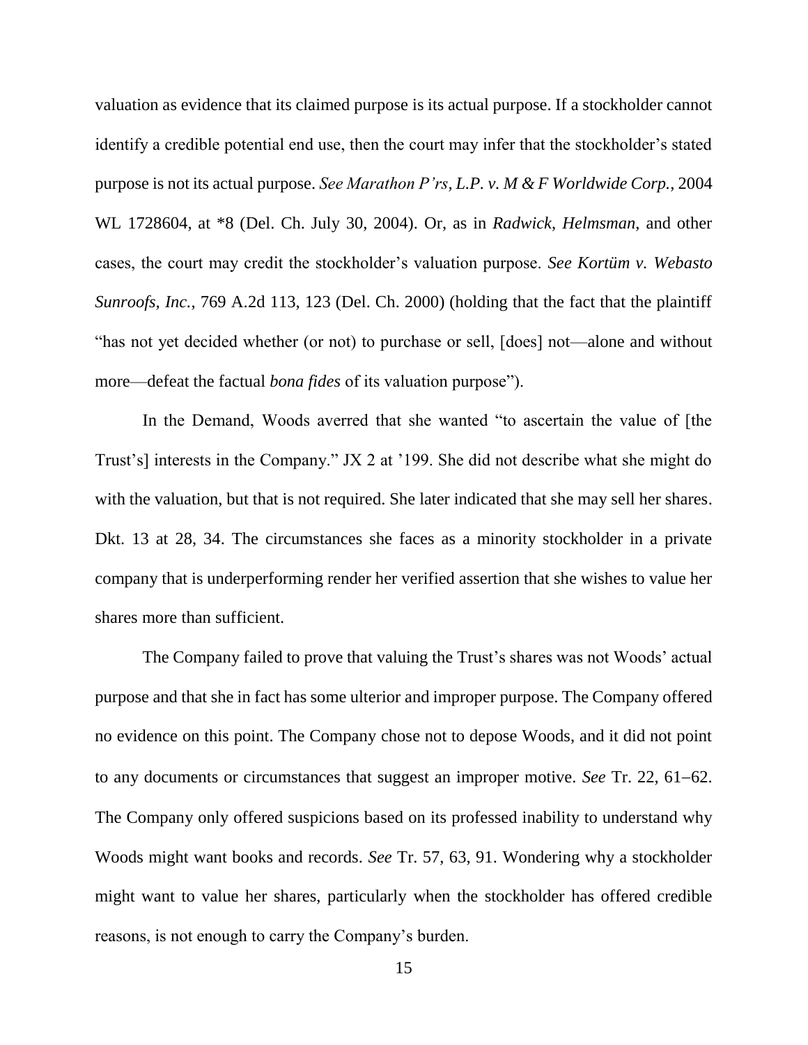valuation as evidence that its claimed purpose is its actual purpose. If a stockholder cannot identify a credible potential end use, then the court may infer that the stockholder's stated purpose is not its actual purpose. *See Marathon P'rs, L.P. v. M & F Worldwide Corp.*, 2004 WL 1728604, at *8 (Del. Ch. July 30, 2004). Or, as in *Radwick*, *Helmsman*, and other cases, the court may credit the stockholder's valuation purpose. *See Kortüm v. Webasto Sunroofs, Inc.*, 769 A.2d 113, 123 (Del. Ch. 2000) (holding that the fact that the plaintiff "has not yet decided whether (or not) to purchase or sell, [does] not—alone and without more—defeat the factual *bona fides* of its valuation purpose").

In the Demand, Woods averred that she wanted "to ascertain the value of [the Trust's] interests in the Company." JX 2 at '199. She did not describe what she might do with the valuation, but that is not required. She later indicated that she may sell her shares. Dkt. 13 at 28, 34. The circumstances she faces as a minority stockholder in a private company that is underperforming render her verified assertion that she wishes to value her shares more than sufficient.

The Company failed to prove that valuing the Trust's shares was not Woods' actual purpose and that she in fact has some ulterior and improper purpose. The Company offered no evidence on this point. The Company chose not to depose Woods, and it did not point to any documents or circumstances that suggest an improper motive. *See* Tr. 22, 61–62. The Company only offered suspicions based on its professed inability to understand why Woods might want books and records. *See* Tr. 57, 63, 91. Wondering why a stockholder might want to value her shares, particularly when the stockholder has offered credible reasons, is not enough to carry the Company's burden.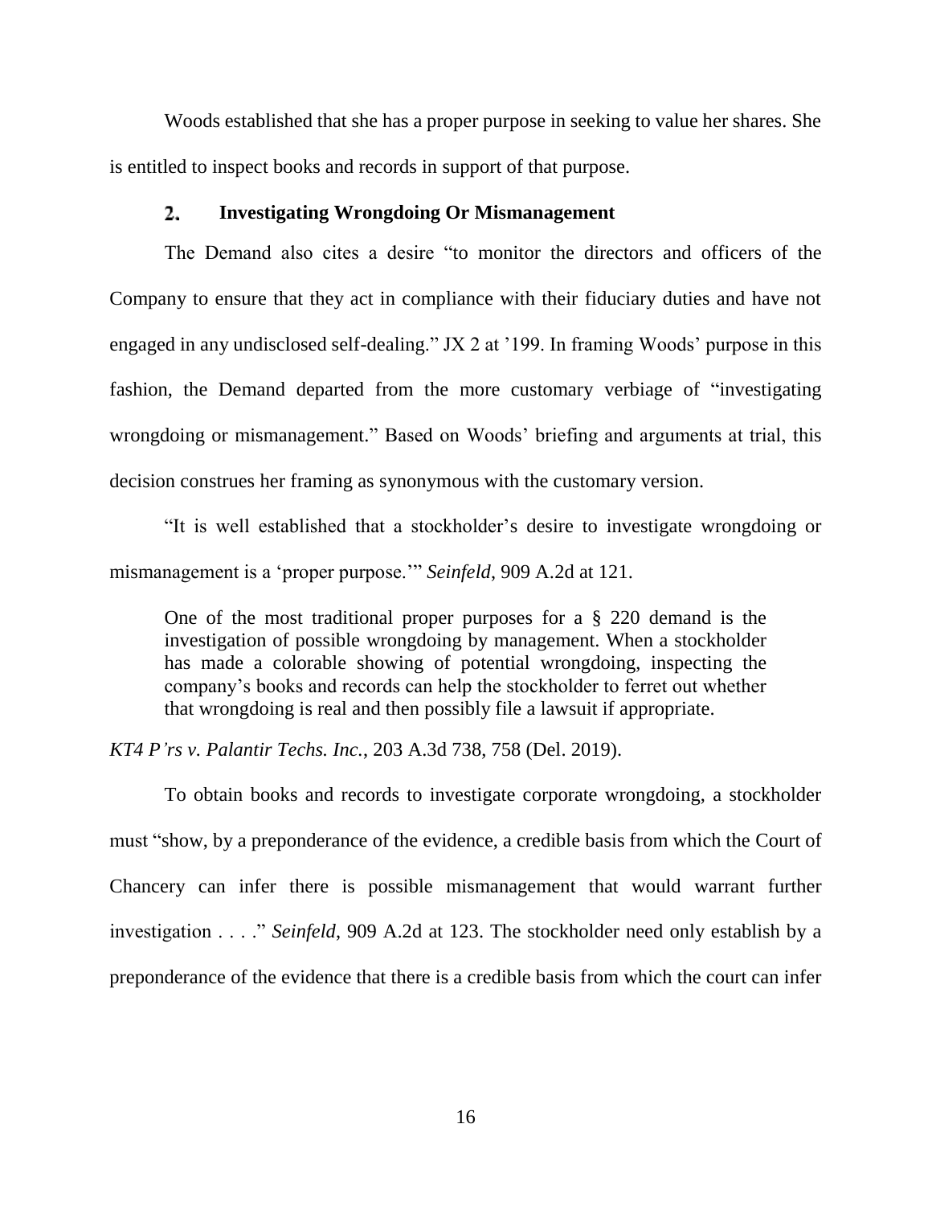Woods established that she has a proper purpose in seeking to value her shares. She is entitled to inspect books and records in support of that purpose.

### 2. Investigating Wrongdoing Or Mismanagement

The Demand also cites a desire "to monitor the directors and officers of the Company to ensure that they act in compliance with their fiduciary duties and have not engaged in any undisclosed self-dealing." JX 2 at '199. In framing Woods' purpose in this fashion, the Demand departed from the more customary verbiage of "investigating wrongdoing or mismanagement." Based on Woods' briefing and arguments at trial, this decision construes her framing as synonymous with the customary version.

"It is well established that a stockholder's desire to investigate wrongdoing or mismanagement is a 'proper purpose.'" *Seinfeld*, 909 A.2d at 121.

> One of the most traditional proper purposes for a § 220 demand is the investigation of possible wrongdoing by management. When a stockholder has made a colorable showing of potential wrongdoing, inspecting the company's books and records can help the stockholder to ferret out whether that wrongdoing is real and then possibly file a lawsuit if appropriate.

*KT4 P'rs v. Palantir Techs. Inc.*, 203 A.3d 738, 758 (Del. 2019).

To obtain books and records to investigate corporate wrongdoing, a stockholder must "show, by a preponderance of the evidence, a credible basis from which the Court of Chancery can infer there is possible mismanagement that would warrant further investigation . . . ." *Seinfeld*, 909 A.2d at 123. The stockholder need only establish by a preponderance of the evidence that there is a credible basis from which the court can infer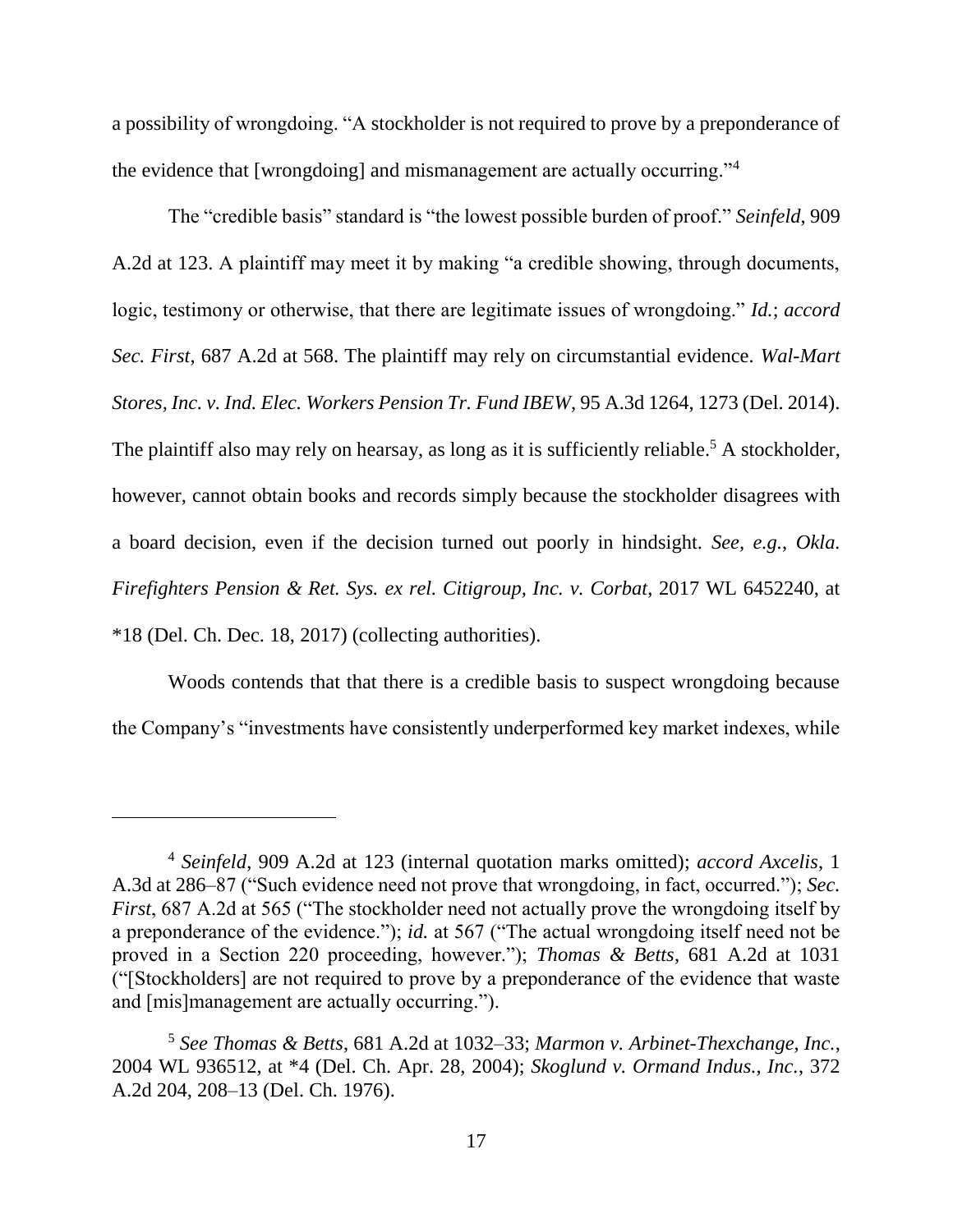a possibility of wrongdoing. "A stockholder is not required to prove by a preponderance of the evidence that [wrongdoing] and mismanagement are actually occurring."[4]

The "credible basis" standard is "the lowest possible burden of proof." *Seinfeld*, 909 A.2d at 123. A plaintiff may meet it by making "a credible showing, through documents, logic, testimony or otherwise, that there are legitimate issues of wrongdoing." *Id.*; *accord Sec. First*, 687 A.2d at 568. The plaintiff may rely on circumstantial evidence. *Wal-Mart Stores, Inc. v. Ind. Elec. Workers Pension Tr. Fund IBEW*, 95 A.3d 1264, 1273 (Del. 2014). The plaintiff also may rely on hearsay, as long as it is sufficiently reliable.[5] A stockholder, however, cannot obtain books and records simply because the stockholder disagrees with a board decision, even if the decision turned out poorly in hindsight. *See, e.g.*, *Okla. Firefighters Pension & Ret. Sys. ex rel. Citigroup, Inc. v. Corbat*, 2017 WL 6452240, at *18 (Del. Ch. Dec. 18, 2017) (collecting authorities).

Woods contends that that there is a credible basis to suspect wrongdoing because the Company's "investments have consistently underperformed key market indexes, while

---

[4] *Seinfeld*, 909 A.2d at 123 (internal quotation marks omitted); *accord Axcelis*, 1 A.3d at 286–87 ("Such evidence need not prove that wrongdoing, in fact, occurred."); *Sec. First*, 687 A.2d at 565 ("The stockholder need not actually prove the wrongdoing itself by a preponderance of the evidence."); *id.* at 567 ("The actual wrongdoing itself need not be proved in a Section 220 proceeding, however."); *Thomas & Betts*, 681 A.2d at 1031 ("[Stockholders] are not required to prove by a preponderance of the evidence that waste and [mis]management are actually occurring.").

[5] *See Thomas & Betts*, 681 A.2d at 1032–33; *Marmon v. Arbinet-Thexchange, Inc.*, 2004 WL 936512, at *4 (Del. Ch. Apr. 28, 2004); *Skoglund v. Ormand Indus., Inc.*, 372 A.2d 204, 208–13 (Del. Ch. 1976).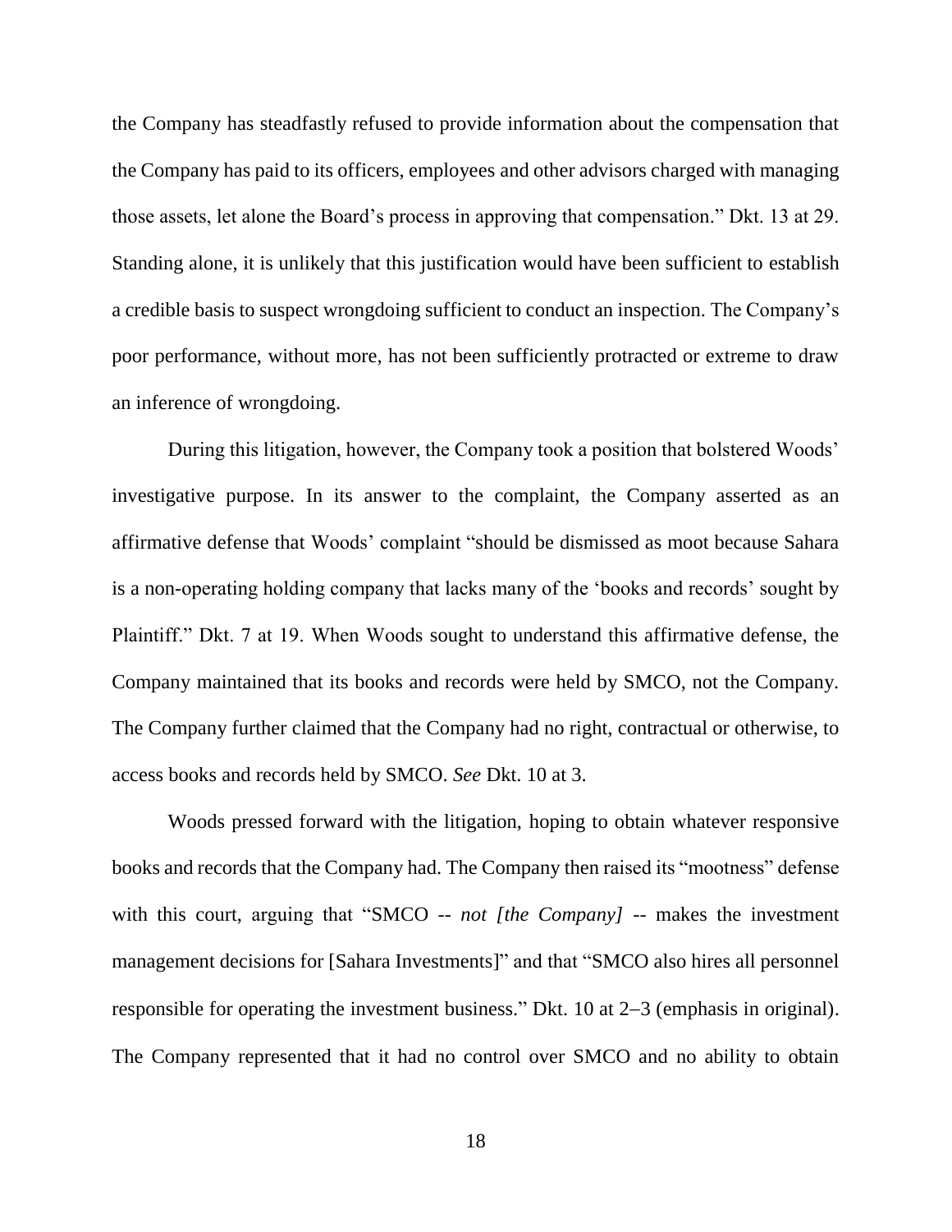the Company has steadfastly refused to provide information about the compensation that the Company has paid to its officers, employees and other advisors charged with managing those assets, let alone the Board's process in approving that compensation." Dkt. 13 at 29. Standing alone, it is unlikely that this justification would have been sufficient to establish a credible basis to suspect wrongdoing sufficient to conduct an inspection. The Company's poor performance, without more, has not been sufficiently protracted or extreme to draw an inference of wrongdoing.

During this litigation, however, the Company took a position that bolstered Woods' investigative purpose. In its answer to the complaint, the Company asserted as an affirmative defense that Woods' complaint "should be dismissed as moot because Sahara is a non-operating holding company that lacks many of the 'books and records' sought by Plaintiff." Dkt. 7 at 19. When Woods sought to understand this affirmative defense, the Company maintained that its books and records were held by SMCO, not the Company. The Company further claimed that the Company had no right, contractual or otherwise, to access books and records held by SMCO. *See* Dkt. 10 at 3.

Woods pressed forward with the litigation, hoping to obtain whatever responsive books and records that the Company had. The Company then raised its "mootness" defense with this court, arguing that "SMCO -- *not [the Company]* -- makes the investment management decisions for [Sahara Investments]" and that "SMCO also hires all personnel responsible for operating the investment business." Dkt. 10 at 2–3 (emphasis in original). The Company represented that it had no control over SMCO and no ability to obtain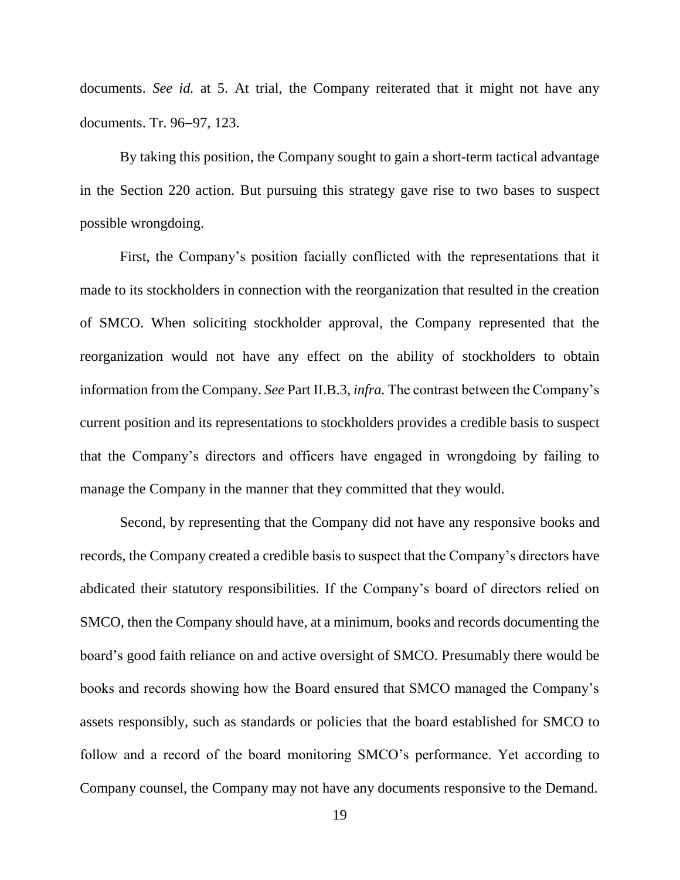documents. *See id.* at 5. At trial, the Company reiterated that it might not have any documents. Tr. 96–97, 123.

By taking this position, the Company sought to gain a short-term tactical advantage in the Section 220 action. But pursuing this strategy gave rise to two bases to suspect possible wrongdoing.

First, the Company's position facially conflicted with the representations that it made to its stockholders in connection with the reorganization that resulted in the creation of SMCO. When soliciting stockholder approval, the Company represented that the reorganization would not have any effect on the ability of stockholders to obtain information from the Company. *See* Part II.B.3, *infra*. The contrast between the Company's current position and its representations to stockholders provides a credible basis to suspect that the Company's directors and officers have engaged in wrongdoing by failing to manage the Company in the manner that they committed that they would.

Second, by representing that the Company did not have any responsive books and records, the Company created a credible basis to suspect that the Company's directors have abdicated their statutory responsibilities. If the Company's board of directors relied on SMCO, then the Company should have, at a minimum, books and records documenting the board's good faith reliance on and active oversight of SMCO. Presumably there would be books and records showing how the Board ensured that SMCO managed the Company's assets responsibly, such as standards or policies that the board established for SMCO to follow and a record of the board monitoring SMCO's performance. Yet according to Company counsel, the Company may not have any documents responsive to the Demand.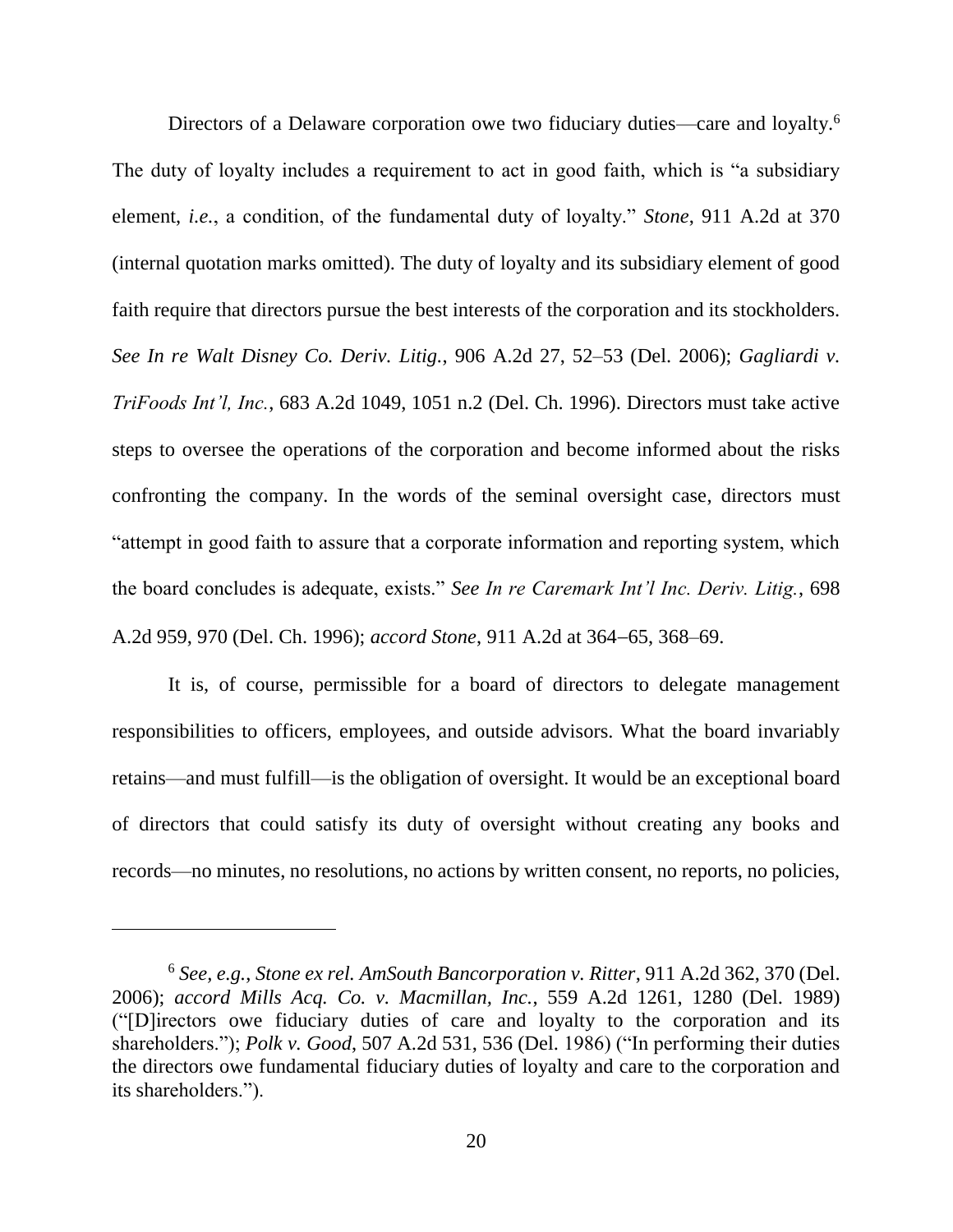Directors of a Delaware corporation owe two fiduciary duties—care and loyalty.[6] The duty of loyalty includes a requirement to act in good faith, which is "a subsidiary element, *i.e.*, a condition, of the fundamental duty of loyalty." *Stone*, 911 A.2d at 370 (internal quotation marks omitted). The duty of loyalty and its subsidiary element of good faith require that directors pursue the best interests of the corporation and its stockholders. *See In re Walt Disney Co. Deriv. Litig.*, 906 A.2d 27, 52–53 (Del. 2006); *Gagliardi v. TriFoods Int'l, Inc.*, 683 A.2d 1049, 1051 n.2 (Del. Ch. 1996). Directors must take active steps to oversee the operations of the corporation and become informed about the risks confronting the company. In the words of the seminal oversight case, directors must "attempt in good faith to assure that a corporate information and reporting system, which the board concludes is adequate, exists." *See In re Caremark Int'l Inc. Deriv. Litig.*, 698 A.2d 959, 970 (Del. Ch. 1996); *accord Stone*, 911 A.2d at 364–65, 368–69.

It is, of course, permissible for a board of directors to delegate management responsibilities to officers, employees, and outside advisors. What the board invariably retains—and must fulfill—is the obligation of oversight. It would be an exceptional board of directors that could satisfy its duty of oversight without creating any books and records—no minutes, no resolutions, no actions by written consent, no reports, no policies,

---

[6] *See, e.g.*, *Stone ex rel. AmSouth Bancorporation v. Ritter*, 911 A.2d 362, 370 (Del. 2006); *accord Mills Acq. Co. v. Macmillan, Inc.*, 559 A.2d 1261, 1280 (Del. 1989) ("[D]irectors owe fiduciary duties of care and loyalty to the corporation and its shareholders."); *Polk v. Good*, 507 A.2d 531, 536 (Del. 1986) ("In performing their duties the directors owe fundamental fiduciary duties of loyalty and care to the corporation and its shareholders.").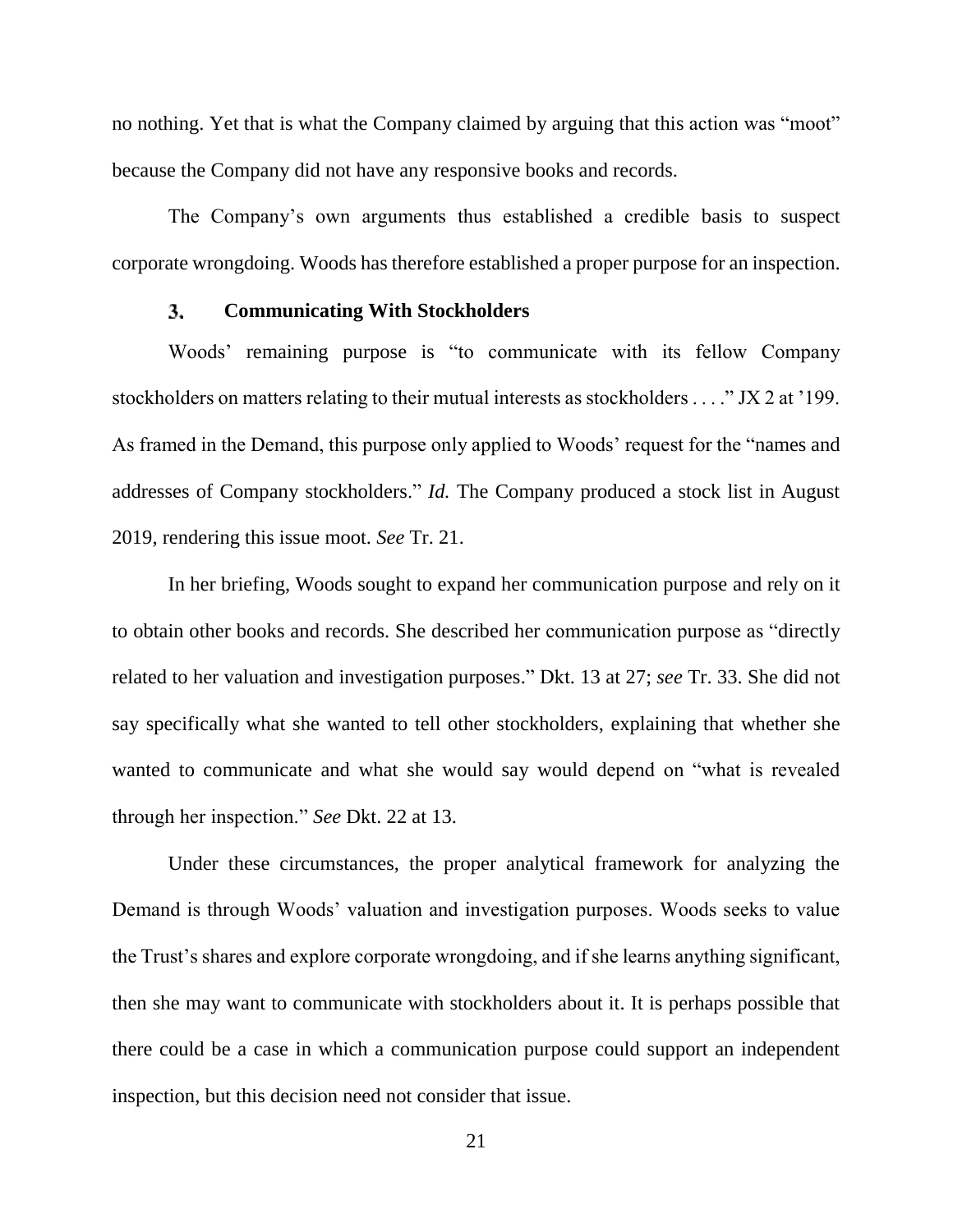no nothing. Yet that is what the Company claimed by arguing that this action was "moot" because the Company did not have any responsive books and records.

The Company's own arguments thus established a credible basis to suspect corporate wrongdoing. Woods has therefore established a proper purpose for an inspection.

### 3. Communicating With Stockholders

Woods' remaining purpose is "to communicate with its fellow Company stockholders on matters relating to their mutual interests as stockholders . . . ." JX 2 at '199. As framed in the Demand, this purpose only applied to Woods' request for the "names and addresses of Company stockholders." *Id.* The Company produced a stock list in August 2019, rendering this issue moot. *See* Tr. 21.

In her briefing, Woods sought to expand her communication purpose and rely on it to obtain other books and records. She described her communication purpose as "directly related to her valuation and investigation purposes." Dkt. 13 at 27; *see* Tr. 33. She did not say specifically what she wanted to tell other stockholders, explaining that whether she wanted to communicate and what she would say would depend on "what is revealed through her inspection." *See* Dkt. 22 at 13.

Under these circumstances, the proper analytical framework for analyzing the Demand is through Woods' valuation and investigation purposes. Woods seeks to value the Trust's shares and explore corporate wrongdoing, and if she learns anything significant, then she may want to communicate with stockholders about it. It is perhaps possible that there could be a case in which a communication purpose could support an independent inspection, but this decision need not consider that issue.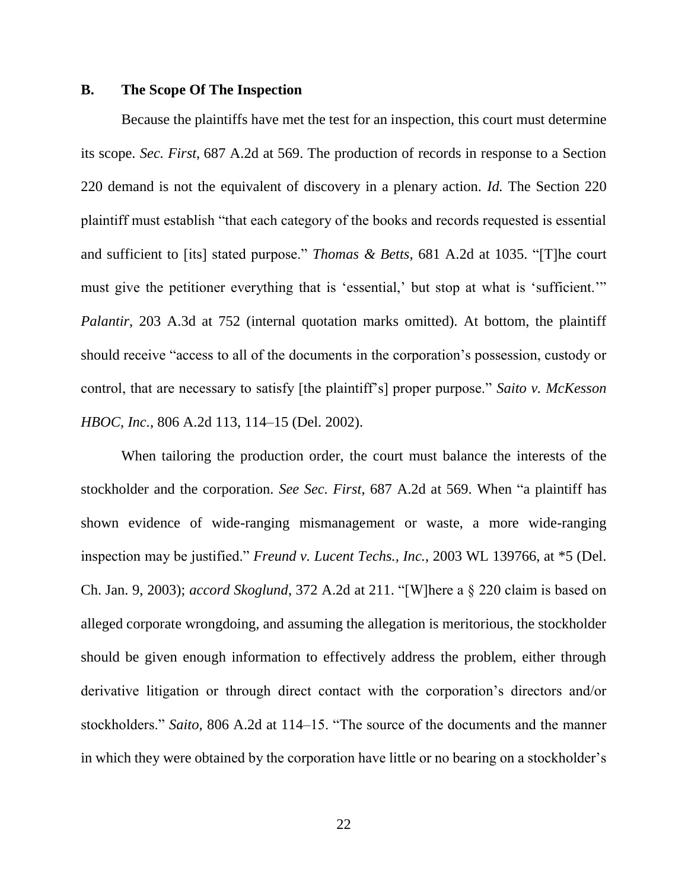### B. The Scope Of The Inspection

Because the plaintiffs have met the test for an inspection, this court must determine its scope. *Sec. First*, 687 A.2d at 569. The production of records in response to a Section 220 demand is not the equivalent of discovery in a plenary action. *Id.* The Section 220 plaintiff must establish "that each category of the books and records requested is essential and sufficient to [its] stated purpose." *Thomas & Betts*, 681 A.2d at 1035. "[T]he court must give the petitioner everything that is 'essential,' but stop at what is 'sufficient.'" *Palantir*, 203 A.3d at 752 (internal quotation marks omitted). At bottom, the plaintiff should receive "access to all of the documents in the corporation's possession, custody or control, that are necessary to satisfy [the plaintiff's] proper purpose." *Saito v. McKesson HBOC, Inc.*, 806 A.2d 113, 114–15 (Del. 2002).

When tailoring the production order, the court must balance the interests of the stockholder and the corporation. *See Sec. First*, 687 A.2d at 569. When "a plaintiff has shown evidence of wide-ranging mismanagement or waste, a more wide-ranging inspection may be justified." *Freund v. Lucent Techs., Inc.*, 2003 WL 139766, at *5 (Del. Ch. Jan. 9, 2003); *accord Skoglund*, 372 A.2d at 211. "[W]here a § 220 claim is based on alleged corporate wrongdoing, and assuming the allegation is meritorious, the stockholder should be given enough information to effectively address the problem, either through derivative litigation or through direct contact with the corporation's directors and/or stockholders." *Saito*, 806 A.2d at 114–15. "The source of the documents and the manner in which they were obtained by the corporation have little or no bearing on a stockholder's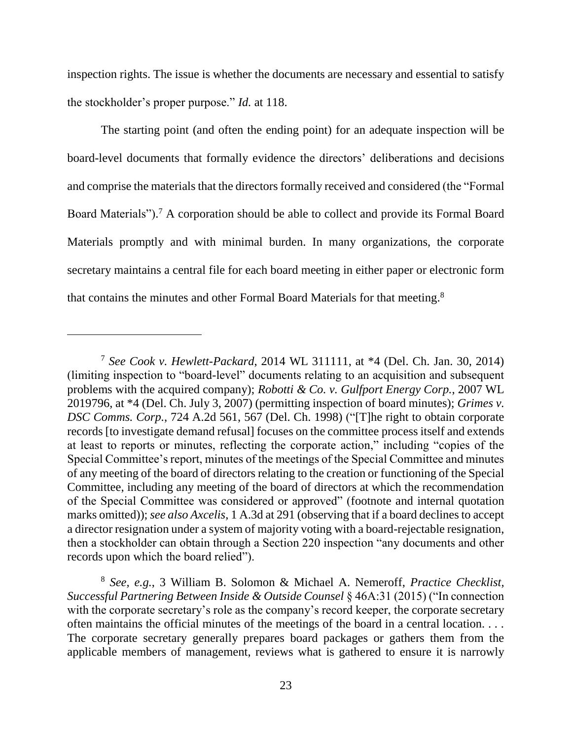inspection rights. The issue is whether the documents are necessary and essential to satisfy the stockholder's proper purpose." *Id.* at 118.

The starting point (and often the ending point) for an adequate inspection will be board-level documents that formally evidence the directors' deliberations and decisions and comprise the materials that the directors formally received and considered (the "Formal Board Materials").[7] A corporation should be able to collect and provide its Formal Board Materials promptly and with minimal burden. In many organizations, the corporate secretary maintains a central file for each board meeting in either paper or electronic form that contains the minutes and other Formal Board Materials for that meeting.[8]

---

[7] *See Cook v. Hewlett-Packard*, 2014 WL 311111, at *4 (Del. Ch. Jan. 30, 2014) (limiting inspection to "board-level" documents relating to an acquisition and subsequent problems with the acquired company); *Robotti & Co. v. Gulfport Energy Corp.*, 2007 WL 2019796, at *4 (Del. Ch. July 3, 2007) (permitting inspection of board minutes); *Grimes v. DSC Comms. Corp.*, 724 A.2d 561, 567 (Del. Ch. 1998) ("[T]he right to obtain corporate records [to investigate demand refusal] focuses on the committee process itself and extends at least to reports or minutes, reflecting the corporate action," including "copies of the Special Committee's report, minutes of the meetings of the Special Committee and minutes of any meeting of the board of directors relating to the creation or functioning of the Special Committee, including any meeting of the board of directors at which the recommendation of the Special Committee was considered or approved" (footnote and internal quotation marks omitted)); *see also Axcelis*, 1 A.3d at 291 (observing that if a board declines to accept a director resignation under a system of majority voting with a board-rejectable resignation, then a stockholder can obtain through a Section 220 inspection "any documents and other records upon which the board relied").

[8] *See, e.g.*, 3 William B. Solomon & Michael A. Nemeroff, *Practice Checklist, Successful Partnering Between Inside & Outside Counsel* § 46A:31 (2015) ("In connection with the corporate secretary's role as the company's record keeper, the corporate secretary often maintains the official minutes of the meetings of the board in a central location. . . . The corporate secretary generally prepares board packages or gathers them from the applicable members of management, reviews what is gathered to ensure it is narrowly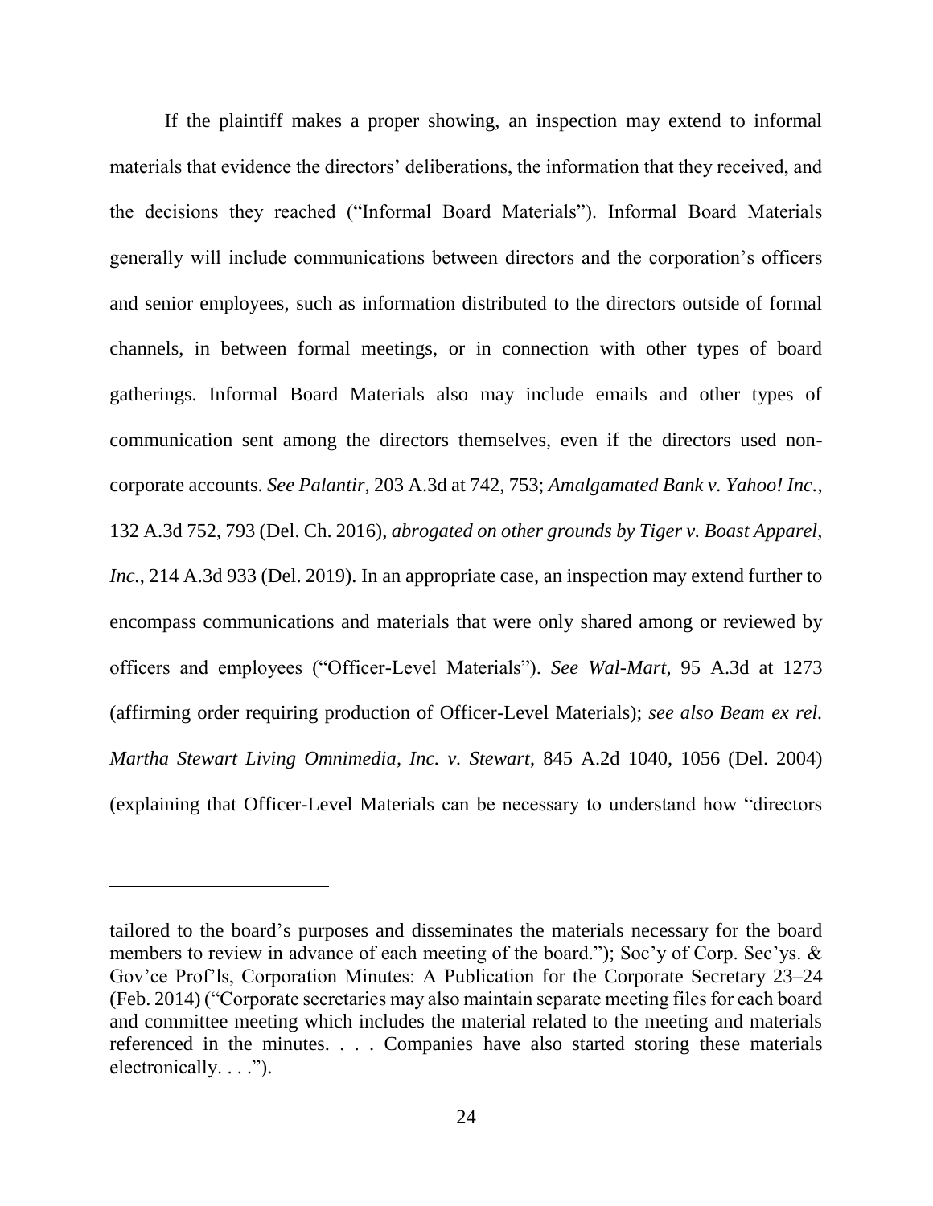If the plaintiff makes a proper showing, an inspection may extend to informal materials that evidence the directors' deliberations, the information that they received, and the decisions they reached ("Informal Board Materials"). Informal Board Materials generally will include communications between directors and the corporation's officers and senior employees, such as information distributed to the directors outside of formal channels, in between formal meetings, or in connection with other types of board gatherings. Informal Board Materials also may include emails and other types of communication sent among the directors themselves, even if the directors used non-corporate accounts. *See Palantir*, 203 A.3d at 742, 753; *Amalgamated Bank v. Yahoo! Inc.*, 132 A.3d 752, 793 (Del. Ch. 2016), *abrogated on other grounds by Tiger v. Boast Apparel, Inc.*, 214 A.3d 933 (Del. 2019). In an appropriate case, an inspection may extend further to encompass communications and materials that were only shared among or reviewed by officers and employees ("Officer-Level Materials"). *See Wal-Mart*, 95 A.3d at 1273 (affirming order requiring production of Officer-Level Materials); *see also Beam ex rel. Martha Stewart Living Omnimedia, Inc. v. Stewart*, 845 A.2d 1040, 1056 (Del. 2004) (explaining that Officer-Level Materials can be necessary to understand how "directors

---

tailored to the board's purposes and disseminates the materials necessary for the board members to review in advance of each meeting of the board."); Soc'y of Corp. Sec'ys. & Gov'ce Prof'ls, Corporation Minutes: A Publication for the Corporate Secretary 23–24 (Feb. 2014) ("Corporate secretaries may also maintain separate meeting files for each board and committee meeting which includes the material related to the meeting and materials referenced in the minutes. . . . Companies have also started storing these materials electronically. . . .").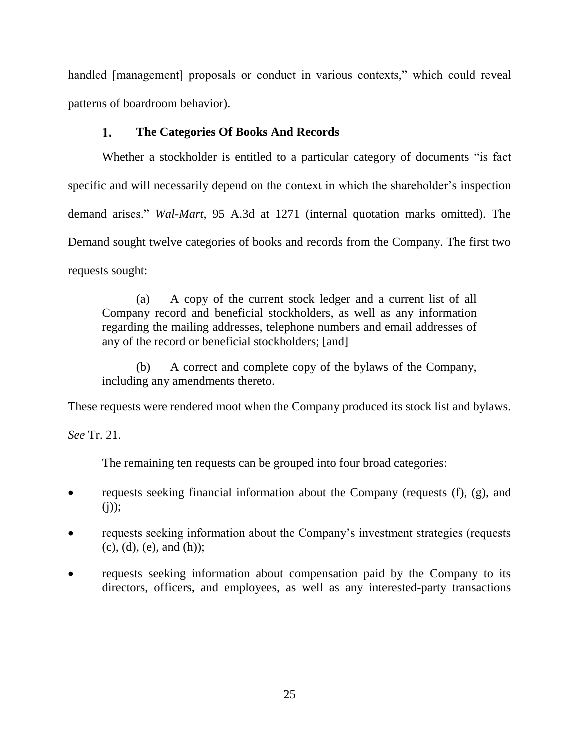handled [management] proposals or conduct in various contexts," which could reveal patterns of boardroom behavior).

### 1. The Categories Of Books And Records

Whether a stockholder is entitled to a particular category of documents "is fact specific and will necessarily depend on the context in which the shareholder's inspection demand arises." *Wal-Mart*, 95 A.3d at 1271 (internal quotation marks omitted). The Demand sought twelve categories of books and records from the Company. The first two requests sought:

> (a) A copy of the current stock ledger and a current list of all Company record and beneficial stockholders, as well as any information regarding the mailing addresses, telephone numbers and email addresses of any of the record or beneficial stockholders; [and]
>
> (b) A correct and complete copy of the bylaws of the Company, including any amendments thereto.

These requests were rendered moot when the Company produced its stock list and bylaws. *See* Tr. 21.

The remaining ten requests can be grouped into four broad categories:

- requests seeking financial information about the Company (requests (f), (g), and (j));
- requests seeking information about the Company's investment strategies (requests (c), (d), (e), and (h));
- requests seeking information about compensation paid by the Company to its directors, officers, and employees, as well as any interested-party transactions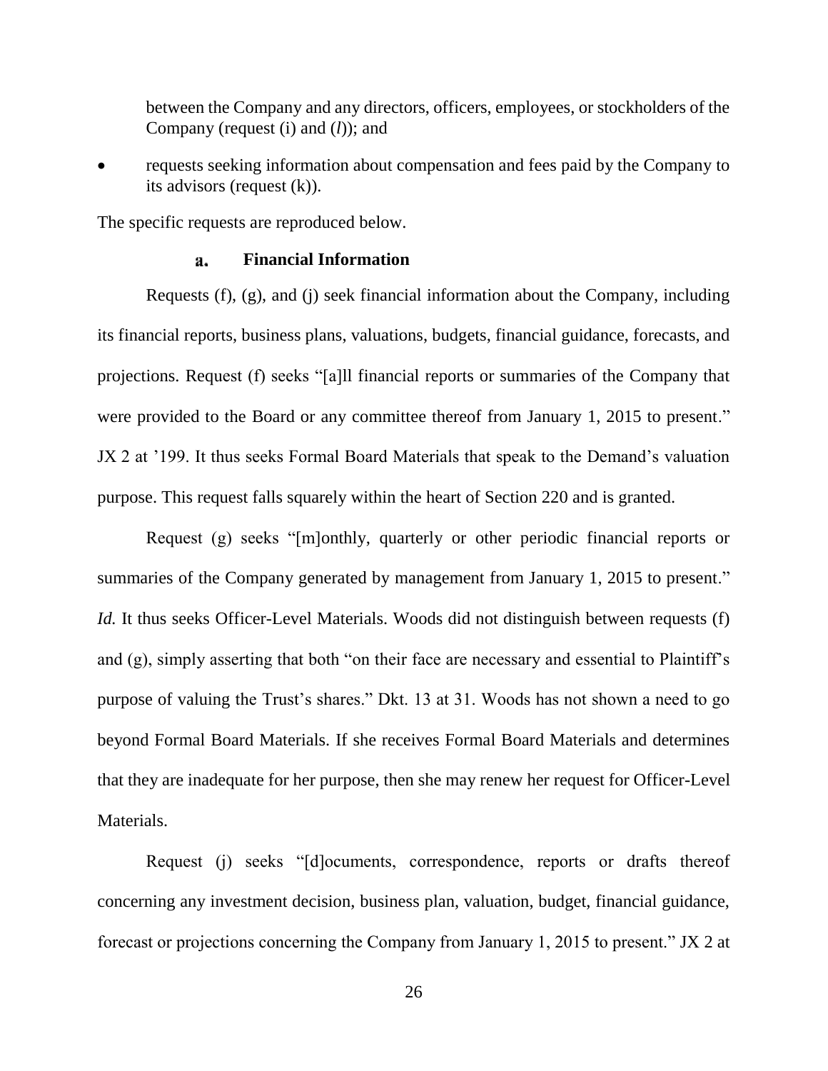between the Company and any directors, officers, employees, or stockholders of the Company (request (i) and (*l*)); and

- requests seeking information about compensation and fees paid by the Company to its advisors (request (k)).

The specific requests are reproduced below.

#### a. Financial Information

Requests (f), (g), and (j) seek financial information about the Company, including its financial reports, business plans, valuations, budgets, financial guidance, forecasts, and projections. Request (f) seeks "[a]ll financial reports or summaries of the Company that were provided to the Board or any committee thereof from January 1, 2015 to present." JX 2 at '199. It thus seeks Formal Board Materials that speak to the Demand's valuation purpose. This request falls squarely within the heart of Section 220 and is granted.

Request (g) seeks "[m]onthly, quarterly or other periodic financial reports or summaries of the Company generated by management from January 1, 2015 to present." *Id.* It thus seeks Officer-Level Materials. Woods did not distinguish between requests (f) and (g), simply asserting that both "on their face are necessary and essential to Plaintiff's purpose of valuing the Trust's shares." Dkt. 13 at 31. Woods has not shown a need to go beyond Formal Board Materials. If she receives Formal Board Materials and determines that they are inadequate for her purpose, then she may renew her request for Officer-Level Materials.

Request (j) seeks "[d]ocuments, correspondence, reports or drafts thereof concerning any investment decision, business plan, valuation, budget, financial guidance, forecast or projections concerning the Company from January 1, 2015 to present." JX 2 at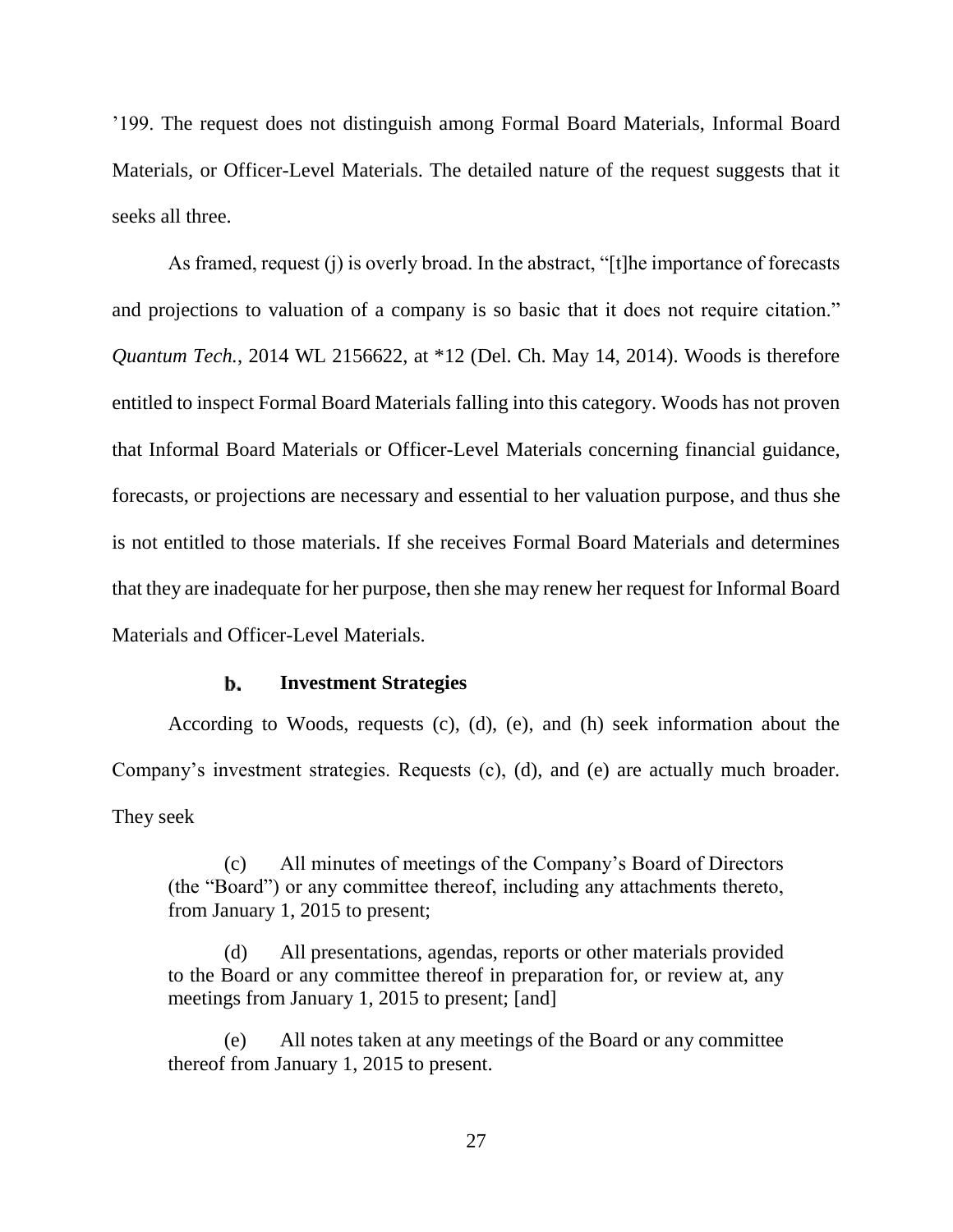’199. The request does not distinguish among Formal Board Materials, Informal Board Materials, or Officer-Level Materials. The detailed nature of the request suggests that it seeks all three.

As framed, request (j) is overly broad. In the abstract, “[t]he importance of forecasts and projections to valuation of a company is so basic that it does not require citation.” *Quantum Tech.*, 2014 WL 2156622, at *12 (Del. Ch. May 14, 2014). Woods is therefore entitled to inspect Formal Board Materials falling into this category. Woods has not proven that Informal Board Materials or Officer-Level Materials concerning financial guidance, forecasts, or projections are necessary and essential to her valuation purpose, and thus she is not entitled to those materials. If she receives Formal Board Materials and determines that they are inadequate for her purpose, then she may renew her request for Informal Board Materials and Officer-Level Materials.

#### b. Investment Strategies

According to Woods, requests (c), (d), (e), and (h) seek information about the Company’s investment strategies. Requests (c), (d), and (e) are actually much broader. They seek

> (c) All minutes of meetings of the Company’s Board of Directors (the “Board”) or any committee thereof, including any attachments thereto, from January 1, 2015 to present;
>
> (d) All presentations, agendas, reports or other materials provided to the Board or any committee thereof in preparation for, or review at, any meetings from January 1, 2015 to present; [and]
>
> (e) All notes taken at any meetings of the Board or any committee thereof from January 1, 2015 to present.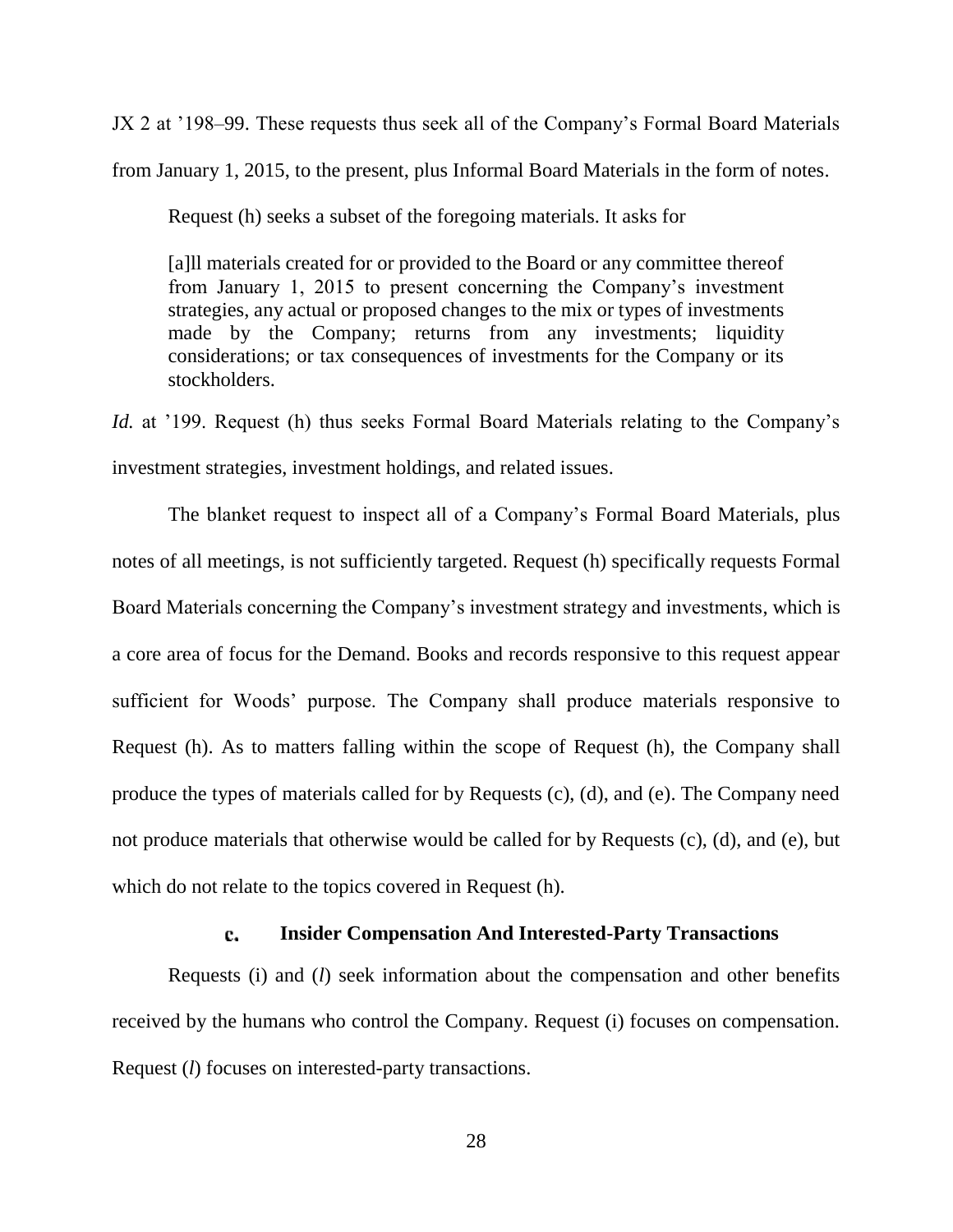JX 2 at ’198–99. These requests thus seek all of the Company’s Formal Board Materials from January 1, 2015, to the present, plus Informal Board Materials in the form of notes.

Request (h) seeks a subset of the foregoing materials. It asks for

> [a]ll materials created for or provided to the Board or any committee thereof from January 1, 2015 to present concerning the Company’s investment strategies, any actual or proposed changes to the mix or types of investments made by the Company; returns from any investments; liquidity considerations; or tax consequences of investments for the Company or its stockholders.

*Id.* at ’199. Request (h) thus seeks Formal Board Materials relating to the Company’s investment strategies, investment holdings, and related issues.

The blanket request to inspect all of a Company’s Formal Board Materials, plus notes of all meetings, is not sufficiently targeted. Request (h) specifically requests Formal Board Materials concerning the Company’s investment strategy and investments, which is a core area of focus for the Demand. Books and records responsive to this request appear sufficient for Woods’ purpose. The Company shall produce materials responsive to Request (h). As to matters falling within the scope of Request (h), the Company shall produce the types of materials called for by Requests (c), (d), and (e). The Company need not produce materials that otherwise would be called for by Requests (c), (d), and (e), but which do not relate to the topics covered in Request (h).

#### c. Insider Compensation And Interested-Party Transactions

Requests (i) and (*l*) seek information about the compensation and other benefits received by the humans who control the Company. Request (i) focuses on compensation. Request (*l*) focuses on interested-party transactions.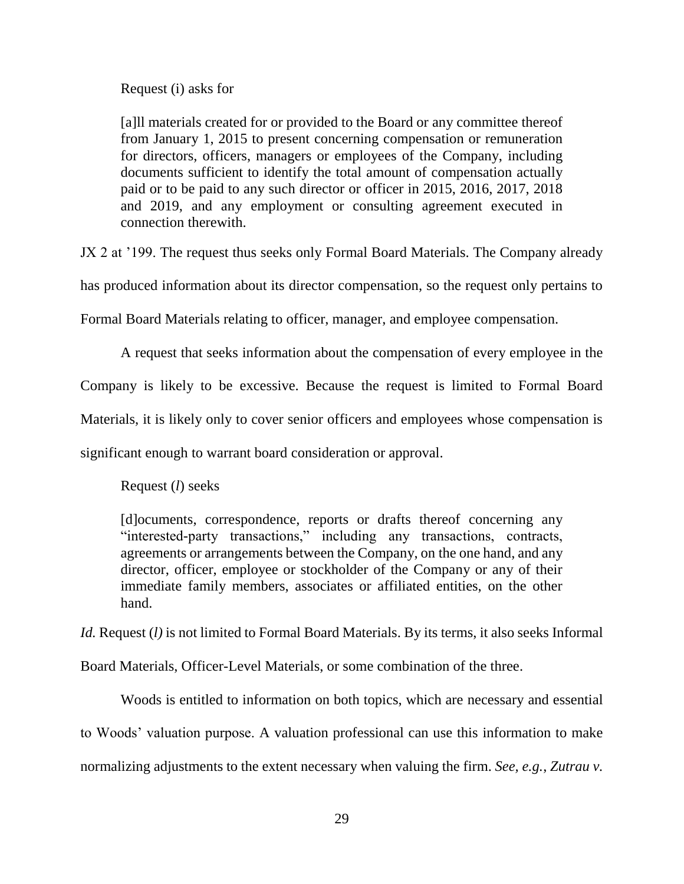Request (i) asks for

> [a]ll materials created for or provided to the Board or any committee thereof from January 1, 2015 to present concerning compensation or remuneration for directors, officers, managers or employees of the Company, including documents sufficient to identify the total amount of compensation actually paid or to be paid to any such director or officer in 2015, 2016, 2017, 2018 and 2019, and any employment or consulting agreement executed in connection therewith.

JX 2 at '199. The request thus seeks only Formal Board Materials. The Company already has produced information about its director compensation, so the request only pertains to Formal Board Materials relating to officer, manager, and employee compensation.

A request that seeks information about the compensation of every employee in the Company is likely to be excessive. Because the request is limited to Formal Board Materials, it is likely only to cover senior officers and employees whose compensation is significant enough to warrant board consideration or approval.

Request (*l*) seeks

> [d]ocuments, correspondence, reports or drafts thereof concerning any "interested-party transactions," including any transactions, contracts, agreements or arrangements between the Company, on the one hand, and any director, officer, employee or stockholder of the Company or any of their immediate family members, associates or affiliated entities, on the other hand.

*Id.* Request (*l)* is not limited to Formal Board Materials. By its terms, it also seeks Informal Board Materials, Officer-Level Materials, or some combination of the three.

Woods is entitled to information on both topics, which are necessary and essential to Woods' valuation purpose. A valuation professional can use this information to make normalizing adjustments to the extent necessary when valuing the firm. *See, e.g.*, *Zutrau v.*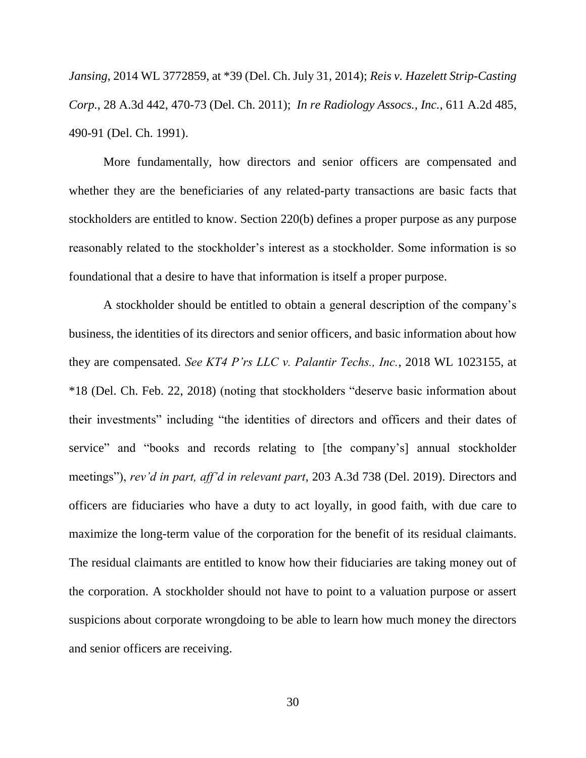*Jansing*, 2014 WL 3772859, at *39 (Del. Ch. July 31, 2014); *Reis v. Hazelett Strip-Casting Corp.*, 28 A.3d 442, 470-73 (Del. Ch. 2011); *In re Radiology Assocs., Inc.*, 611 A.2d 485, 490-91 (Del. Ch. 1991).

More fundamentally, how directors and senior officers are compensated and whether they are the beneficiaries of any related-party transactions are basic facts that stockholders are entitled to know. Section 220(b) defines a proper purpose as any purpose reasonably related to the stockholder's interest as a stockholder. Some information is so foundational that a desire to have that information is itself a proper purpose.

A stockholder should be entitled to obtain a general description of the company's business, the identities of its directors and senior officers, and basic information about how they are compensated. *See KT4 P'rs LLC v. Palantir Techs., Inc.*, 2018 WL 1023155, at *18 (Del. Ch. Feb. 22, 2018) (noting that stockholders "deserve basic information about their investments" including "the identities of directors and officers and their dates of service" and "books and records relating to [the company's] annual stockholder meetings"), *rev'd in part, aff'd in relevant part*, 203 A.3d 738 (Del. 2019). Directors and officers are fiduciaries who have a duty to act loyally, in good faith, with due care to maximize the long-term value of the corporation for the benefit of its residual claimants. The residual claimants are entitled to know how their fiduciaries are taking money out of the corporation. A stockholder should not have to point to a valuation purpose or assert suspicions about corporate wrongdoing to be able to learn how much money the directors and senior officers are receiving.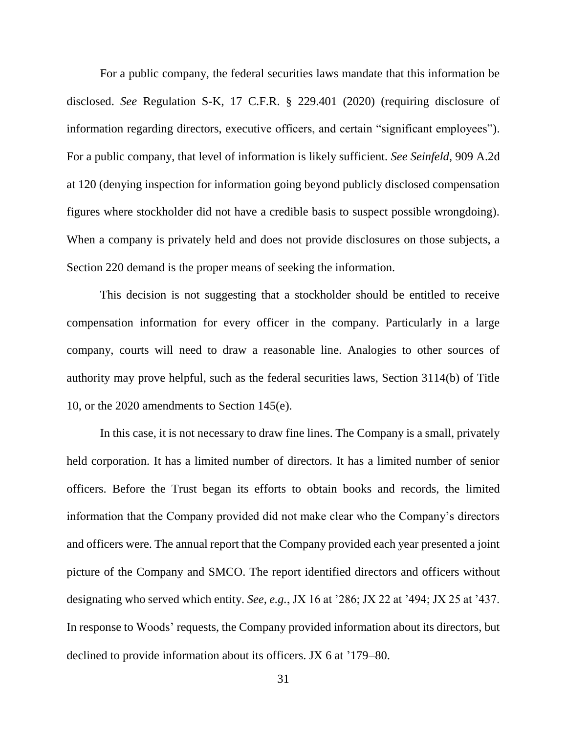For a public company, the federal securities laws mandate that this information be disclosed. *See* Regulation S-K, 17 C.F.R. § 229.401 (2020) (requiring disclosure of information regarding directors, executive officers, and certain "significant employees"). For a public company, that level of information is likely sufficient. *See Seinfeld*, 909 A.2d at 120 (denying inspection for information going beyond publicly disclosed compensation figures where stockholder did not have a credible basis to suspect possible wrongdoing). When a company is privately held and does not provide disclosures on those subjects, a Section 220 demand is the proper means of seeking the information.

This decision is not suggesting that a stockholder should be entitled to receive compensation information for every officer in the company. Particularly in a large company, courts will need to draw a reasonable line. Analogies to other sources of authority may prove helpful, such as the federal securities laws, Section 3114(b) of Title 10, or the 2020 amendments to Section 145(e).

In this case, it is not necessary to draw fine lines. The Company is a small, privately held corporation. It has a limited number of directors. It has a limited number of senior officers. Before the Trust began its efforts to obtain books and records, the limited information that the Company provided did not make clear who the Company's directors and officers were. The annual report that the Company provided each year presented a joint picture of the Company and SMCO. The report identified directors and officers without designating who served which entity. *See, e.g.*, JX 16 at '286; JX 22 at '494; JX 25 at '437. In response to Woods' requests, the Company provided information about its directors, but declined to provide information about its officers. JX 6 at '179–80.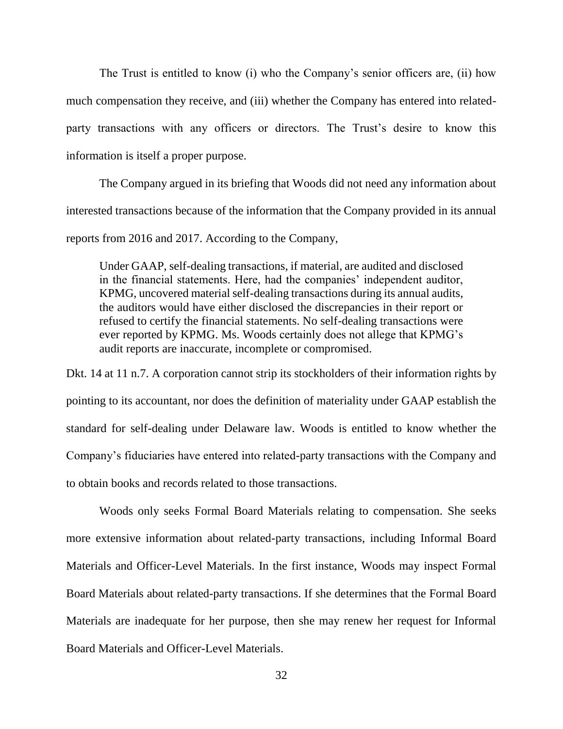The Trust is entitled to know (i) who the Company's senior officers are, (ii) how much compensation they receive, and (iii) whether the Company has entered into related-party transactions with any officers or directors. The Trust's desire to know this information is itself a proper purpose.

The Company argued in its briefing that Woods did not need any information about interested transactions because of the information that the Company provided in its annual reports from 2016 and 2017. According to the Company,

> Under GAAP, self-dealing transactions, if material, are audited and disclosed in the financial statements. Here, had the companies' independent auditor, KPMG, uncovered material self-dealing transactions during its annual audits, the auditors would have either disclosed the discrepancies in their report or refused to certify the financial statements. No self-dealing transactions were ever reported by KPMG. Ms. Woods certainly does not allege that KPMG's audit reports are inaccurate, incomplete or compromised.

Dkt. 14 at 11 n.7. A corporation cannot strip its stockholders of their information rights by pointing to its accountant, nor does the definition of materiality under GAAP establish the standard for self-dealing under Delaware law. Woods is entitled to know whether the Company's fiduciaries have entered into related-party transactions with the Company and to obtain books and records related to those transactions.

Woods only seeks Formal Board Materials relating to compensation. She seeks more extensive information about related-party transactions, including Informal Board Materials and Officer-Level Materials. In the first instance, Woods may inspect Formal Board Materials about related-party transactions. If she determines that the Formal Board Materials are inadequate for her purpose, then she may renew her request for Informal Board Materials and Officer-Level Materials.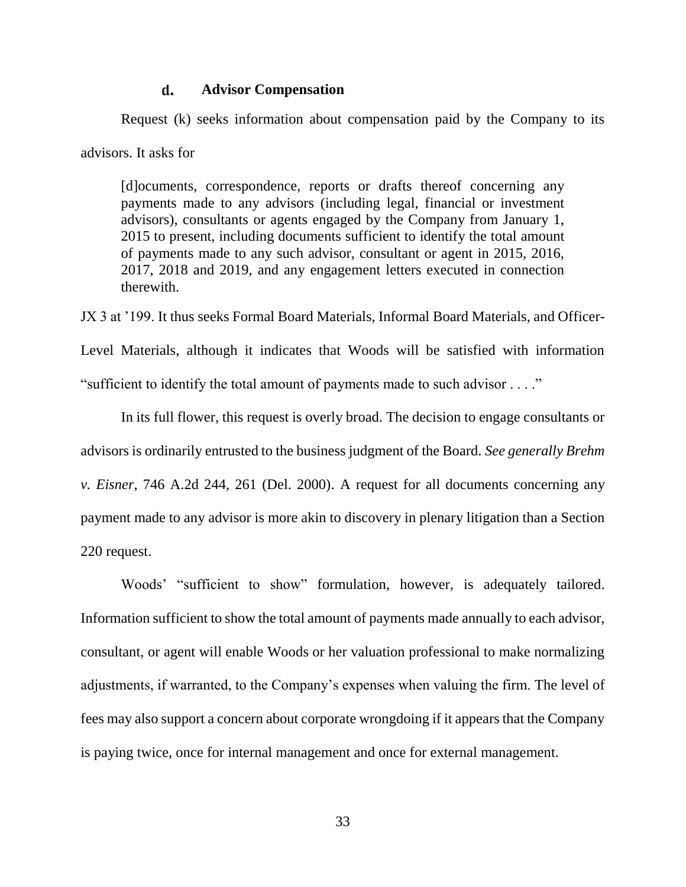#### d. Advisor Compensation

Request (k) seeks information about compensation paid by the Company to its advisors. It asks for

> [d]ocuments, correspondence, reports or drafts thereof concerning any payments made to any advisors (including legal, financial or investment advisors), consultants or agents engaged by the Company from January 1, 2015 to present, including documents sufficient to identify the total amount of payments made to any such advisor, consultant or agent in 2015, 2016, 2017, 2018 and 2019, and any engagement letters executed in connection therewith.

JX 3 at '199. It thus seeks Formal Board Materials, Informal Board Materials, and Officer-Level Materials, although it indicates that Woods will be satisfied with information "sufficient to identify the total amount of payments made to such advisor . . . ."

In its full flower, this request is overly broad. The decision to engage consultants or advisors is ordinarily entrusted to the business judgment of the Board. *See generally Brehm v. Eisner*, 746 A.2d 244, 261 (Del. 2000). A request for all documents concerning any payment made to any advisor is more akin to discovery in plenary litigation than a Section 220 request.

Woods' "sufficient to show" formulation, however, is adequately tailored. Information sufficient to show the total amount of payments made annually to each advisor, consultant, or agent will enable Woods or her valuation professional to make normalizing adjustments, if warranted, to the Company's expenses when valuing the firm. The level of fees may also support a concern about corporate wrongdoing if it appears that the Company is paying twice, once for internal management and once for external management.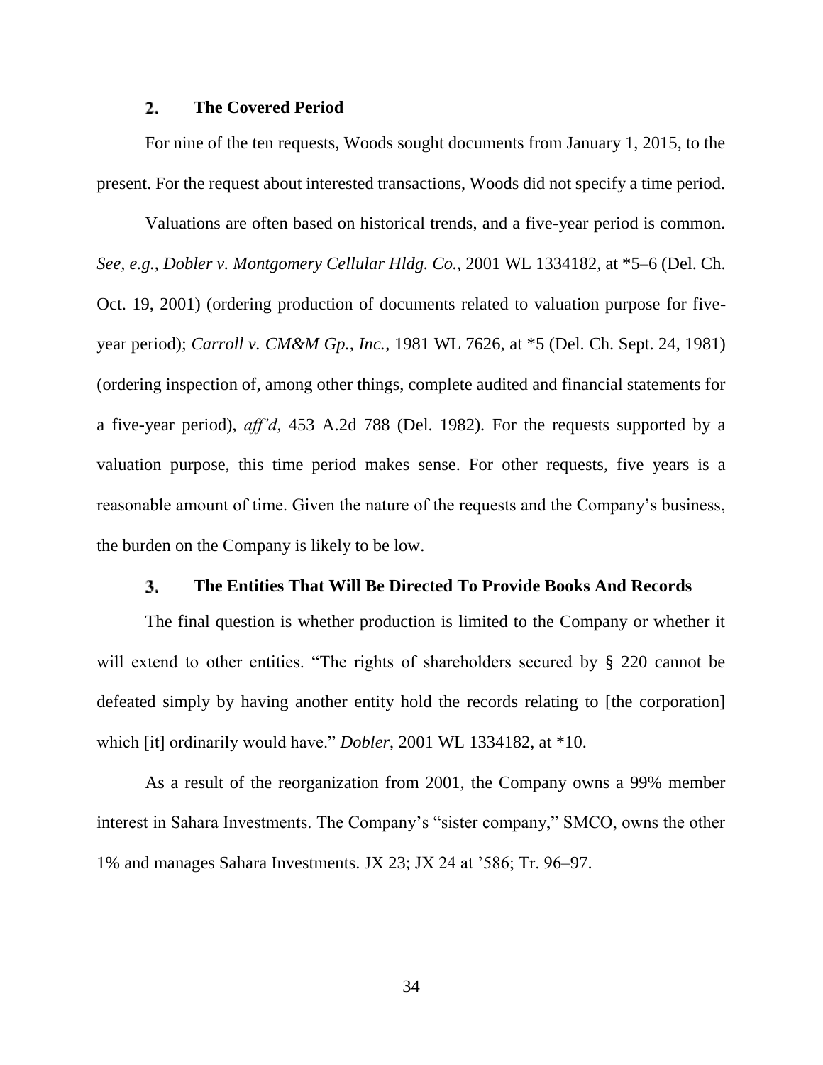### 2. The Covered Period

For nine of the ten requests, Woods sought documents from January 1, 2015, to the present. For the request about interested transactions, Woods did not specify a time period.

Valuations are often based on historical trends, and a five-year period is common. *See, e.g.*, *Dobler v. Montgomery Cellular Hldg. Co.*, 2001 WL 1334182, at *5–6 (Del. Ch. Oct. 19, 2001) (ordering production of documents related to valuation purpose for five-year period); *Carroll v. CM&M Gp., Inc.*, 1981 WL 7626, at *5 (Del. Ch. Sept. 24, 1981) (ordering inspection of, among other things, complete audited and financial statements for a five-year period), *aff'd*, 453 A.2d 788 (Del. 1982). For the requests supported by a valuation purpose, this time period makes sense. For other requests, five years is a reasonable amount of time. Given the nature of the requests and the Company's business, the burden on the Company is likely to be low.

### 3. The Entities That Will Be Directed To Provide Books And Records

The final question is whether production is limited to the Company or whether it will extend to other entities. "The rights of shareholders secured by § 220 cannot be defeated simply by having another entity hold the records relating to [the corporation] which [it] ordinarily would have." *Dobler*, 2001 WL 1334182, at *10.

As a result of the reorganization from 2001, the Company owns a 99% member interest in Sahara Investments. The Company's "sister company," SMCO, owns the other 1% and manages Sahara Investments. JX 23; JX 24 at '586; Tr. 96–97.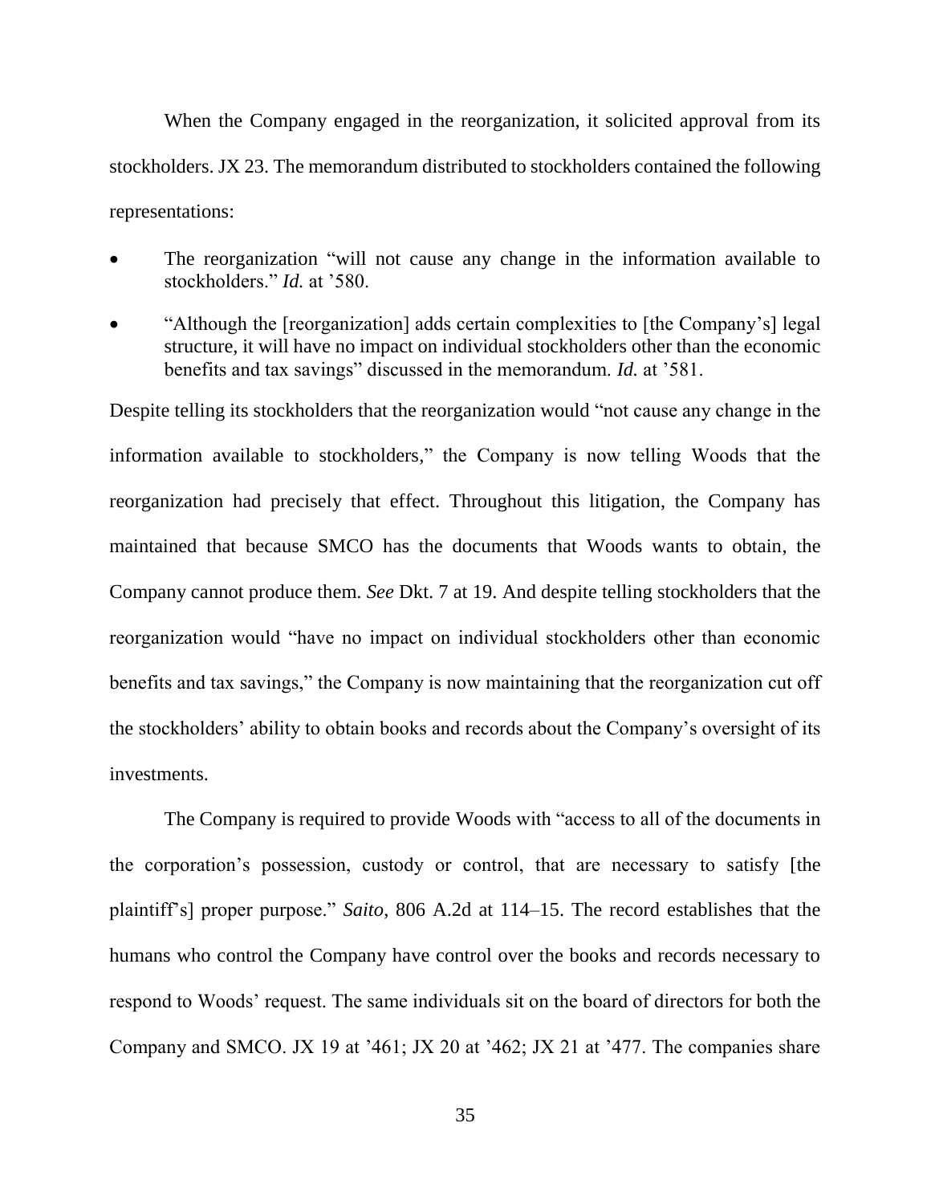When the Company engaged in the reorganization, it solicited approval from its stockholders. JX 23. The memorandum distributed to stockholders contained the following representations:

- The reorganization "will not cause any change in the information available to stockholders." *Id.* at '580.
- "Although the [reorganization] adds certain complexities to [the Company's] legal structure, it will have no impact on individual stockholders other than the economic benefits and tax savings" discussed in the memorandum. *Id.* at '581.

Despite telling its stockholders that the reorganization would "not cause any change in the information available to stockholders," the Company is now telling Woods that the reorganization had precisely that effect. Throughout this litigation, the Company has maintained that because SMCO has the documents that Woods wants to obtain, the Company cannot produce them. *See* Dkt. 7 at 19. And despite telling stockholders that the reorganization would "have no impact on individual stockholders other than economic benefits and tax savings," the Company is now maintaining that the reorganization cut off the stockholders' ability to obtain books and records about the Company's oversight of its investments.

The Company is required to provide Woods with "access to all of the documents in the corporation's possession, custody or control, that are necessary to satisfy [the plaintiff's] proper purpose." *Saito*, 806 A.2d at 114–15. The record establishes that the humans who control the Company have control over the books and records necessary to respond to Woods' request. The same individuals sit on the board of directors for both the Company and SMCO. JX 19 at '461; JX 20 at '462; JX 21 at '477. The companies share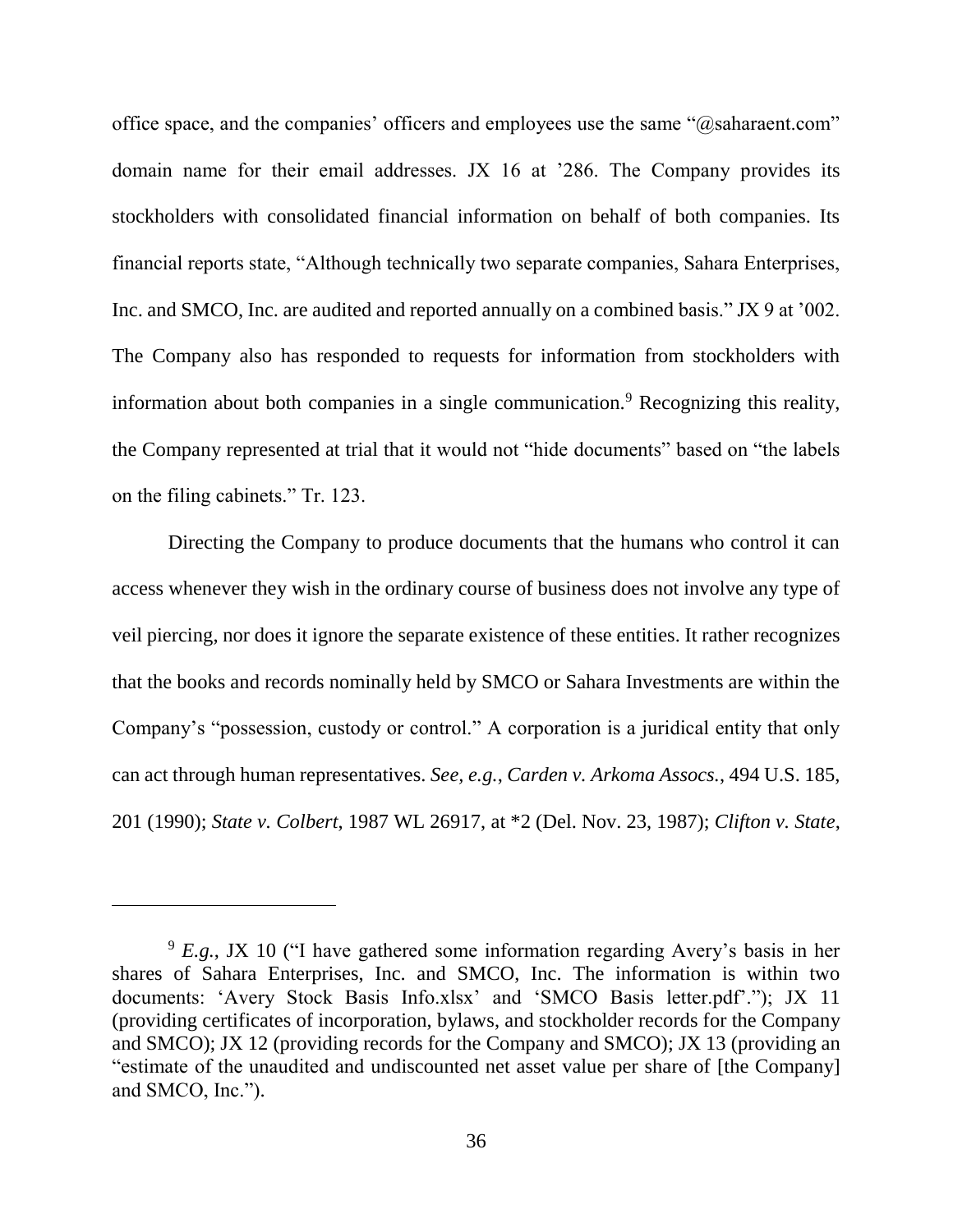office space, and the companies' officers and employees use the same "@saharaent.com" domain name for their email addresses. JX 16 at '286. The Company provides its stockholders with consolidated financial information on behalf of both companies. Its financial reports state, "Although technically two separate companies, Sahara Enterprises, Inc. and SMCO, Inc. are audited and reported annually on a combined basis." JX 9 at '002. The Company also has responded to requests for information from stockholders with information about both companies in a single communication.[9] Recognizing this reality, the Company represented at trial that it would not "hide documents" based on "the labels on the filing cabinets." Tr. 123.

Directing the Company to produce documents that the humans who control it can access whenever they wish in the ordinary course of business does not involve any type of veil piercing, nor does it ignore the separate existence of these entities. It rather recognizes that the books and records nominally held by SMCO or Sahara Investments are within the Company's "possession, custody or control." A corporation is a juridical entity that only can act through human representatives. *See, e.g.*, *Carden v. Arkoma Assocs.*, 494 U.S. 185, 201 (1990); *State v. Colbert*, 1987 WL 26917, at *2 (Del. Nov. 23, 1987); *Clifton v. State*,

---

[9] *E.g.*, JX 10 ("I have gathered some information regarding Avery's basis in her shares of Sahara Enterprises, Inc. and SMCO, Inc. The information is within two documents: 'Avery Stock Basis Info.xlsx' and 'SMCO Basis letter.pdf'."); JX 11 (providing certificates of incorporation, bylaws, and stockholder records for the Company and SMCO); JX 12 (providing records for the Company and SMCO); JX 13 (providing an "estimate of the unaudited and undiscounted net asset value per share of [the Company] and SMCO, Inc.").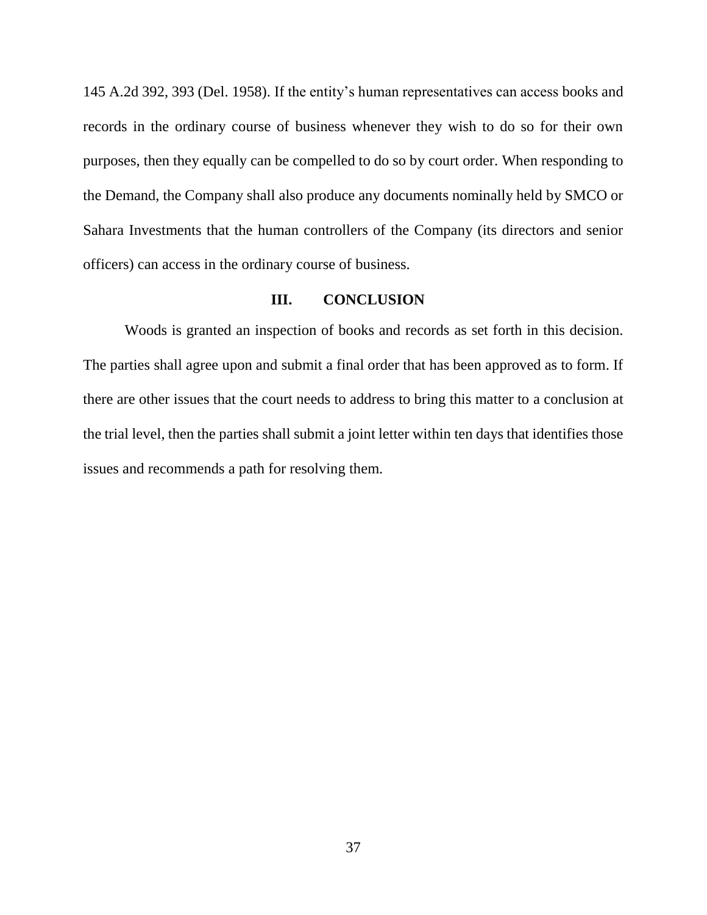145 A.2d 392, 393 (Del. 1958). If the entity's human representatives can access books and records in the ordinary course of business whenever they wish to do so for their own purposes, then they equally can be compelled to do so by court order. When responding to the Demand, the Company shall also produce any documents nominally held by SMCO or Sahara Investments that the human controllers of the Company (its directors and senior officers) can access in the ordinary course of business.

## III. CONCLUSION

Woods is granted an inspection of books and records as set forth in this decision. The parties shall agree upon and submit a final order that has been approved as to form. If there are other issues that the court needs to address to bring this matter to a conclusion at the trial level, then the parties shall submit a joint letter within ten days that identifies those issues and recommends a path for resolving them.